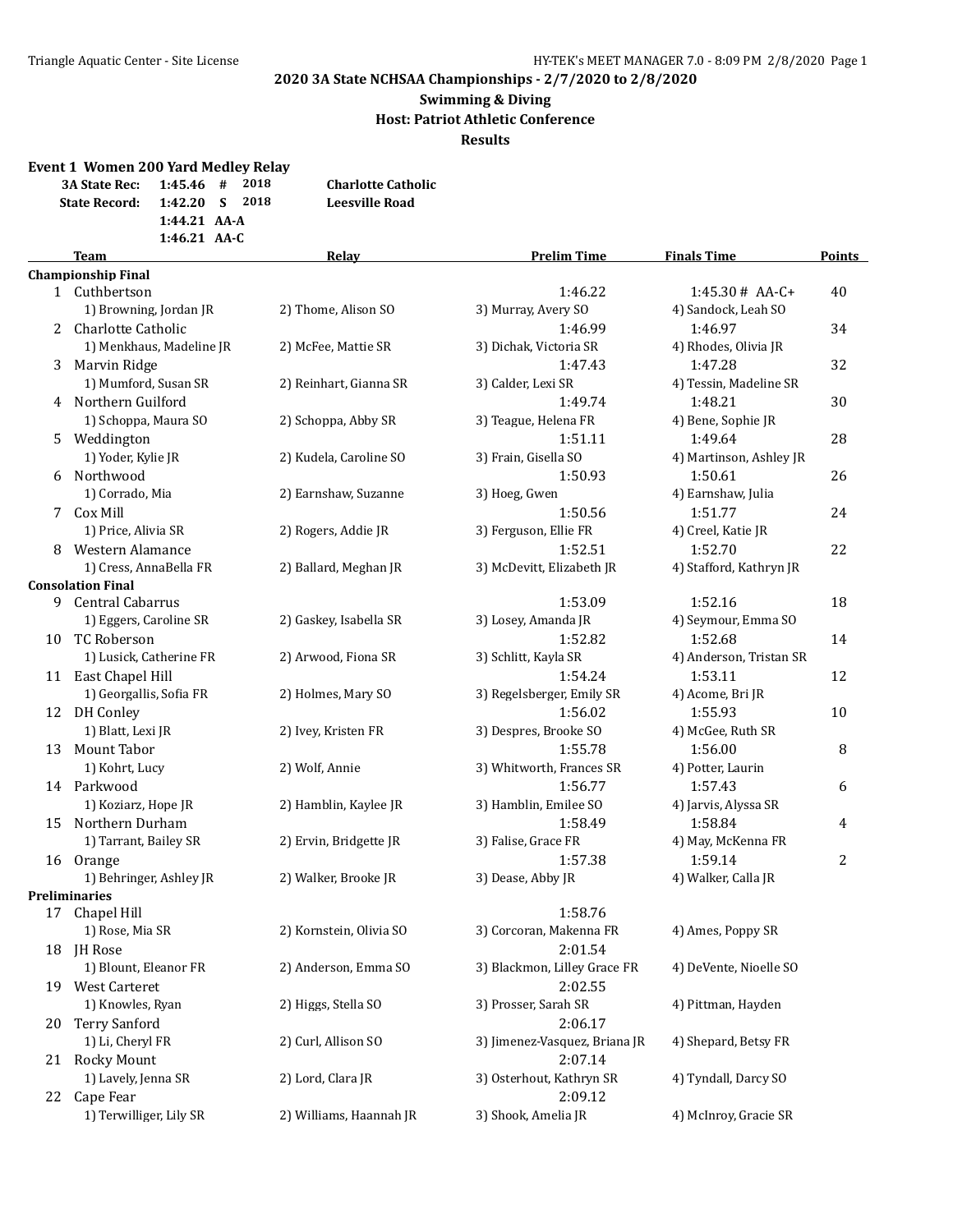## 2020 3A State NCHSAA Championships - 2/7/2020 to 2/8/2020

**Swimming & Diving**

**Host: Patriot Athletic Conference**

**Results**

### Event 1 Women 200 Yard Medley Relay

| | | | | |
|---|---|---|---|---|
| 3A State Rec: | 1:45.46 | # | 2018 | Charlotte Catholic |
| State Record: | 1:42.20 | S | 2018 | Leesville Road |
| | 1:44.21 | AA-A | | |
| | 1:46.21 | AA-C | | |

| | Team | Relay | | Prelim Time | Finals Time | Points |
|---|---|---|---|---|---|---|
| **Championship Final** | | | | | | |
| 1 | Cuthbertson | | | 1:46.22 | 1:45.30 # AA-C+ | 40 |
| | 1) Browning, Jordan JR | 2) Thome, Alison SO | 3) Murray, Avery SO | | 4) Sandock, Leah SO | |
| 2 | Charlotte Catholic | | | 1:46.99 | 1:46.97 | 34 |
| | 1) Menkhaus, Madeline JR | 2) McFee, Mattie SR | 3) Dichak, Victoria SR | | 4) Rhodes, Olivia JR | |
| 3 | Marvin Ridge | | | 1:47.43 | 1:47.28 | 32 |
| | 1) Mumford, Susan SR | 2) Reinhart, Gianna SR | 3) Calder, Lexi SR | | 4) Tessin, Madeline SR | |
| 4 | Northern Guilford | | | 1:49.74 | 1:48.21 | 30 |
| | 1) Schoppa, Maura SO | 2) Schoppa, Abby SR | 3) Teague, Helena FR | | 4) Bene, Sophie JR | |
| 5 | Weddington | | | 1:51.11 | 1:49.64 | 28 |
| | 1) Yoder, Kylie JR | 2) Kudela, Caroline SO | 3) Frain, Gisella SO | | 4) Martinson, Ashley JR | |
| 6 | Northwood | | | 1:50.93 | 1:50.61 | 26 |
| | 1) Corrado, Mia | 2) Earnshaw, Suzanne | 3) Hoeg, Gwen | | 4) Earnshaw, Julia | |
| 7 | Cox Mill | | | 1:50.56 | 1:51.77 | 24 |
| | 1) Price, Alivia SR | 2) Rogers, Addie JR | 3) Ferguson, Ellie FR | | 4) Creel, Katie JR | |
| 8 | Western Alamance | | | 1:52.51 | 1:52.70 | 22 |
| | 1) Cress, AnnaBella FR | 2) Ballard, Meghan JR | 3) McDevitt, Elizabeth JR | | 4) Stafford, Kathryn JR | |
| **Consolation Final** | | | | | | |
| 9 | Central Cabarrus | | | 1:53.09 | 1:52.16 | 18 |
| | 1) Eggers, Caroline SR | 2) Gaskey, Isabella SR | 3) Losey, Amanda JR | | 4) Seymour, Emma SO | |
| 10 | TC Roberson | | | 1:52.82 | 1:52.68 | 14 |
| | 1) Lusick, Catherine FR | 2) Arwood, Fiona SR | 3) Schlitt, Kayla SR | | 4) Anderson, Tristan SR | |
| 11 | East Chapel Hill | | | 1:54.24 | 1:53.11 | 12 |
| | 1) Georgallis, Sofia FR | 2) Holmes, Mary SO | 3) Regelsberger, Emily SR | | 4) Acome, Bri JR | |
| 12 | DH Conley | | | 1:56.02 | 1:55.93 | 10 |
| | 1) Blatt, Lexi JR | 2) Ivey, Kristen FR | 3) Despres, Brooke SO | | 4) McGee, Ruth SR | |
| 13 | Mount Tabor | | | 1:55.78 | 1:56.00 | 8 |
| | 1) Kohrt, Lucy | 2) Wolf, Annie | 3) Whitworth, Frances SR | | 4) Potter, Laurin | |
| 14 | Parkwood | | | 1:56.77 | 1:57.43 | 6 |
| | 1) Koziarz, Hope JR | 2) Hamblin, Kaylee JR | 3) Hamblin, Emilee SO | | 4) Jarvis, Alyssa SR | |
| 15 | Northern Durham | | | 1:58.49 | 1:58.84 | 4 |
| | 1) Tarrant, Bailey SR | 2) Ervin, Bridgette JR | 3) Falise, Grace FR | | 4) May, McKenna FR | |
| 16 | Orange | | | 1:57.38 | 1:59.14 | 2 |
| | 1) Behringer, Ashley JR | 2) Walker, Brooke JR | 3) Dease, Abby JR | | 4) Walker, Calla JR | |
| **Preliminaries** | | | | | | |
| 17 | Chapel Hill | | | 1:58.76 | | |
| | 1) Rose, Mia SR | 2) Kornstein, Olivia SO | 3) Corcoran, Makenna FR | | 4) Ames, Poppy SR | |
| 18 | JH Rose | | | 2:01.54 | | |
| | 1) Blount, Eleanor FR | 2) Anderson, Emma SO | 3) Blackmon, Lilley Grace FR | | 4) DeVente, Nioelle SO | |
| 19 | West Carteret | | | 2:02.55 | | |
| | 1) Knowles, Ryan | 2) Higgs, Stella SO | 3) Prosser, Sarah SR | | 4) Pittman, Hayden | |
| 20 | Terry Sanford | | | 2:06.17 | | |
| | 1) Li, Cheryl FR | 2) Curl, Allison SO | 3) Jimenez-Vasquez, Briana JR | | 4) Shepard, Betsy FR | |
| 21 | Rocky Mount | | | 2:07.14 | | |
| | 1) Lavely, Jenna SR | 2) Lord, Clara JR | 3) Osterhout, Kathryn SR | | 4) Tyndall, Darcy SO | |
| 22 | Cape Fear | | | 2:09.12 | | |
| | 1) Terwilliger, Lily SR | 2) Williams, Haannah JR | 3) Shook, Amelia JR | | 4) McInroy, Gracie SR | |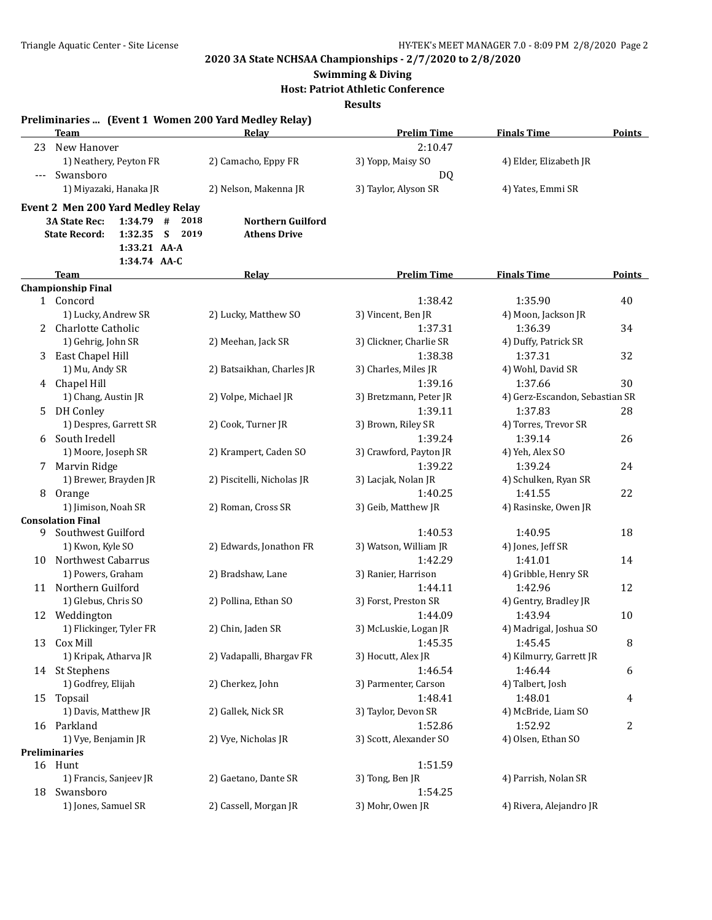**2020 3A State NCHSAA Championships - 2/7/2020 to 2/8/2020**

**Swimming & Diving**

**Host: Patriot Athletic Conference**

**Results**

### Preliminaries ... (Event 1 Women 200 Yard Medley Relay)

| | Team | Relay | Prelim Time | Finals Time | Points |
|---|---|---|---|---|---|
| 23 | New Hanover | | 2:10.47 | | |
| | 1) Neathery, Peyton FR | 2) Camacho, Eppy FR | 3) Yopp, Maisy SO | 4) Elder, Elizabeth JR | |
| --- | Swansboro | | DQ | | |
| | 1) Miyazaki, Hanaka JR | 2) Nelson, Makenna JR | 3) Taylor, Alyson SR | 4) Yates, Emmi SR | |

### Event 2 Men 200 Yard Medley Relay

**3A State Rec:** 1:34.79 # 2018 **Northern Guilford**
**State Record:** 1:32.35 S 2019 **Athens Drive**
1:33.21 AA-A
1:34.74 AA-C

| | Team | Relay | Prelim Time | Finals Time | Points |
|---|---|---|---|---|---|
| **Championship Final** | | | | | |
| 1 | Concord | | 1:38.42 | 1:35.90 | 40 |
| | 1) Lucky, Andrew SR | 2) Lucky, Matthew SO | 3) Vincent, Ben JR | 4) Moon, Jackson JR | |
| 2 | Charlotte Catholic | | 1:37.31 | 1:36.39 | 34 |
| | 1) Gehrig, John SR | 2) Meehan, Jack SR | 3) Clickner, Charlie SR | 4) Duffy, Patrick SR | |
| 3 | East Chapel Hill | | 1:38.38 | 1:37.31 | 32 |
| | 1) Mu, Andy SR | 2) Batsaikhan, Charles JR | 3) Charles, Miles JR | 4) Wohl, David SR | |
| 4 | Chapel Hill | | 1:39.16 | 1:37.66 | 30 |
| | 1) Chang, Austin JR | 2) Volpe, Michael JR | 3) Bretzmann, Peter JR | 4) Gerz-Escandon, Sebastian SR | |
| 5 | DH Conley | | 1:39.11 | 1:37.83 | 28 |
| | 1) Despres, Garrett SR | 2) Cook, Turner JR | 3) Brown, Riley SR | 4) Torres, Trevor SR | |
| 6 | South Iredell | | 1:39.24 | 1:39.14 | 26 |
| | 1) Moore, Joseph SR | 2) Krampert, Caden SO | 3) Crawford, Payton JR | 4) Yeh, Alex SO | |
| 7 | Marvin Ridge | | 1:39.22 | 1:39.24 | 24 |
| | 1) Brewer, Brayden JR | 2) Piscitelli, Nicholas JR | 3) Lacjak, Nolan JR | 4) Schulken, Ryan SR | |
| 8 | Orange | | 1:40.25 | 1:41.55 | 22 |
| | 1) Jimison, Noah SR | 2) Roman, Cross SR | 3) Geib, Matthew JR | 4) Rasinske, Owen JR | |
| **Consolation Final** | | | | | |
| 9 | Southwest Guilford | | 1:40.53 | 1:40.95 | 18 |
| | 1) Kwon, Kyle SO | 2) Edwards, Jonathon FR | 3) Watson, William JR | 4) Jones, Jeff SR | |
| 10 | Northwest Cabarrus | | 1:42.29 | 1:41.01 | 14 |
| | 1) Powers, Graham | 2) Bradshaw, Lane | 3) Ranier, Harrison | 4) Gribble, Henry SR | |
| 11 | Northern Guilford | | 1:44.11 | 1:42.96 | 12 |
| | 1) Glebus, Chris SO | 2) Pollina, Ethan SO | 3) Forst, Preston SR | 4) Gentry, Bradley JR | |
| 12 | Weddington | | 1:44.09 | 1:43.94 | 10 |
| | 1) Flickinger, Tyler FR | 2) Chin, Jaden SR | 3) McLuskie, Logan JR | 4) Madrigal, Joshua SO | |
| 13 | Cox Mill | | 1:45.35 | 1:45.45 | 8 |
| | 1) Kripak, Atharva JR | 2) Vadapalli, Bhargav FR | 3) Hocutt, Alex JR | 4) Kilmurry, Garrett JR | |
| 14 | St Stephens | | 1:46.54 | 1:46.44 | 6 |
| | 1) Godfrey, Elijah | 2) Cherkez, John | 3) Parmenter, Carson | 4) Talbert, Josh | |
| 15 | Topsail | | 1:48.41 | 1:48.01 | 4 |
| | 1) Davis, Matthew JR | 2) Gallek, Nick SR | 3) Taylor, Devon SR | 4) McBride, Liam SO | |
| 16 | Parkland | | 1:52.86 | 1:52.92 | 2 |
| | 1) Vye, Benjamin JR | 2) Vye, Nicholas JR | 3) Scott, Alexander SO | 4) Olsen, Ethan SO | |
| **Preliminaries** | | | | | |
| 16 | Hunt | | 1:51.59 | | |
| | 1) Francis, Sanjeev JR | 2) Gaetano, Dante SR | 3) Tong, Ben JR | 4) Parrish, Nolan SR | |
| 18 | Swansboro | | 1:54.25 | | |
| | 1) Jones, Samuel SR | 2) Cassell, Morgan JR | 3) Mohr, Owen JR | 4) Rivera, Alejandro JR | |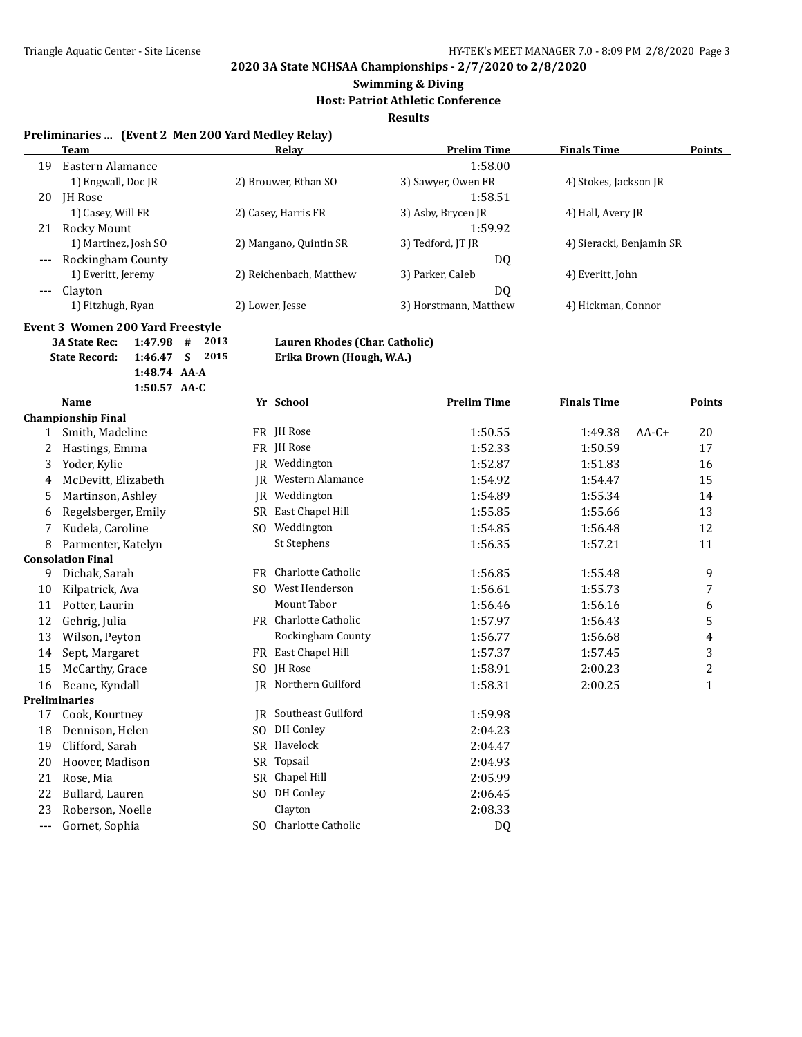## 2020 3A State NCHSAA Championships - 2/7/2020 to 2/8/2020

### Swimming & Diving

### Host: Patriot Athletic Conference

### Results

**Preliminaries ... (Event 2 Men 200 Yard Medley Relay)**

| | Team | Relay | Prelim Time | Finals Time | Points |
|---|---|---|---|---|---|
| 19 | Eastern Alamance | | 1:58.00 | | |
| | 1) Engwall, Doc JR | 2) Brouwer, Ethan SO | 3) Sawyer, Owen FR | 4) Stokes, Jackson JR | |
| 20 | JH Rose | | 1:58.51 | | |
| | 1) Casey, Will FR | 2) Casey, Harris FR | 3) Asby, Brycen JR | 4) Hall, Avery JR | |
| 21 | Rocky Mount | | 1:59.92 | | |
| | 1) Martinez, Josh SO | 2) Mangano, Quintin SR | 3) Tedford, JT JR | 4) Sieracki, Benjamin SR | |
| --- | Rockingham County | | DQ | | |
| | 1) Everitt, Jeremy | 2) Reichenbach, Matthew | 3) Parker, Caleb | 4) Everitt, John | |
| --- | Clayton | | DQ | | |
| | 1) Fitzhugh, Ryan | 2) Lower, Jesse | 3) Horstmann, Matthew | 4) Hickman, Connor | |

**Event 3 Women 200 Yard Freestyle**

| | | | | |
|---|---|---|---|---|
| 3A State Rec: | 1:47.98 | # | 2013 | Lauren Rhodes (Char. Catholic) |
| State Record: | 1:46.47 | S | 2015 | Erika Brown (Hough, W.A.) |
| | 1:48.74 | AA-A | | |
| | 1:50.57 | AA-C | | |

| | Name | Yr | School | Prelim Time | Finals Time | | Points |
|---|---|---|---|---|---|---|---|
| **Championship Final** | | | | | | | |
| 1 | Smith, Madeline | FR | JH Rose | 1:50.55 | 1:49.38 | AA-C+ | 20 |
| 2 | Hastings, Emma | FR | JH Rose | 1:52.33 | 1:50.59 | | 17 |
| 3 | Yoder, Kylie | JR | Weddington | 1:52.87 | 1:51.83 | | 16 |
| 4 | McDevitt, Elizabeth | JR | Western Alamance | 1:54.92 | 1:54.47 | | 15 |
| 5 | Martinson, Ashley | JR | Weddington | 1:54.89 | 1:55.34 | | 14 |
| 6 | Regelsberger, Emily | SR | East Chapel Hill | 1:55.85 | 1:55.66 | | 13 |
| 7 | Kudela, Caroline | SO | Weddington | 1:54.85 | 1:56.48 | | 12 |
| 8 | Parmenter, Katelyn | | St Stephens | 1:56.35 | 1:57.21 | | 11 |
| **Consolation Final** | | | | | | | |
| 9 | Dichak, Sarah | FR | Charlotte Catholic | 1:56.85 | 1:55.48 | | 9 |
| 10 | Kilpatrick, Ava | SO | West Henderson | 1:56.61 | 1:55.73 | | 7 |
| 11 | Potter, Laurin | | Mount Tabor | 1:56.46 | 1:56.16 | | 6 |
| 12 | Gehrig, Julia | FR | Charlotte Catholic | 1:57.97 | 1:56.43 | | 5 |
| 13 | Wilson, Peyton | | Rockingham County | 1:56.77 | 1:56.68 | | 4 |
| 14 | Sept, Margaret | FR | East Chapel Hill | 1:57.37 | 1:57.45 | | 3 |
| 15 | McCarthy, Grace | SO | JH Rose | 1:58.91 | 2:00.23 | | 2 |
| 16 | Beane, Kyndall | JR | Northern Guilford | 1:58.31 | 2:00.25 | | 1 |
| **Preliminaries** | | | | | | | |
| 17 | Cook, Kourtney | JR | Southeast Guilford | 1:59.98 | | | |
| 18 | Dennison, Helen | SO | DH Conley | 2:04.23 | | | |
| 19 | Clifford, Sarah | SR | Havelock | 2:04.47 | | | |
| 20 | Hoover, Madison | SR | Topsail | 2:04.93 | | | |
| 21 | Rose, Mia | SR | Chapel Hill | 2:05.99 | | | |
| 22 | Bullard, Lauren | SO | DH Conley | 2:06.45 | | | |
| 23 | Roberson, Noelle | | Clayton | 2:08.33 | | | |
| --- | Gornet, Sophia | SO | Charlotte Catholic | DQ | | | |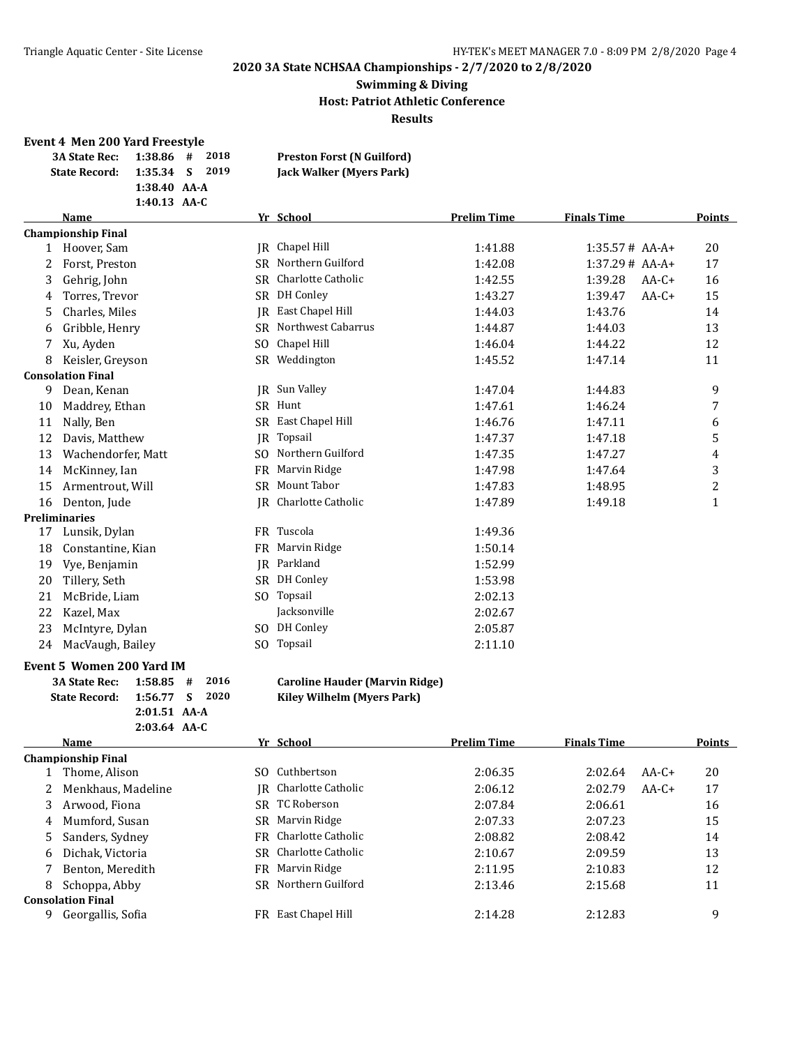## 2020 3A State NCHSAA Championships - 2/7/2020 to 2/8/2020

### Swimming & Diving

### Host: Patriot Athletic Conference

### Results

**Event 4 Men 200 Yard Freestyle**

| | | | | |
|---|---|---|---|---|
| **3A State Rec:** | 1:38.86 | # | 2018 | **Preston Forst (N Guilford)** |
| **State Record:** | 1:35.34 | S | 2019 | **Jack Walker (Myers Park)** |
| | 1:38.40 | AA-A | | |
| | 1:40.13 | AA-C | | |

| | Name | Yr | School | Prelim Time | Finals Time | | Points |
|---|---|---|---|---|---|---|---|
| **Championship Final** | | | | | | | |
| 1 | Hoover, Sam | JR | Chapel Hill | 1:41.88 | 1:35.57 # | AA-A+ | 20 |
| 2 | Forst, Preston | SR | Northern Guilford | 1:42.08 | 1:37.29 # | AA-A+ | 17 |
| 3 | Gehrig, John | SR | Charlotte Catholic | 1:42.55 | 1:39.28 | AA-C+ | 16 |
| 4 | Torres, Trevor | SR | DH Conley | 1:43.27 | 1:39.47 | AA-C+ | 15 |
| 5 | Charles, Miles | JR | East Chapel Hill | 1:44.03 | 1:43.76 | | 14 |
| 6 | Gribble, Henry | SR | Northwest Cabarrus | 1:44.87 | 1:44.03 | | 13 |
| 7 | Xu, Ayden | SO | Chapel Hill | 1:46.04 | 1:44.22 | | 12 |
| 8 | Keisler, Greyson | SR | Weddington | 1:45.52 | 1:47.14 | | 11 |
| **Consolation Final** | | | | | | | |
| 9 | Dean, Kenan | JR | Sun Valley | 1:47.04 | 1:44.83 | | 9 |
| 10 | Maddrey, Ethan | SR | Hunt | 1:47.61 | 1:46.24 | | 7 |
| 11 | Nally, Ben | SR | East Chapel Hill | 1:46.76 | 1:47.11 | | 6 |
| 12 | Davis, Matthew | JR | Topsail | 1:47.37 | 1:47.18 | | 5 |
| 13 | Wachendorfer, Matt | SO | Northern Guilford | 1:47.35 | 1:47.27 | | 4 |
| 14 | McKinney, Ian | FR | Marvin Ridge | 1:47.98 | 1:47.64 | | 3 |
| 15 | Armentrout, Will | SR | Mount Tabor | 1:47.83 | 1:48.95 | | 2 |
| 16 | Denton, Jude | JR | Charlotte Catholic | 1:47.89 | 1:49.18 | | 1 |
| **Preliminaries** | | | | | | | |
| 17 | Lunsik, Dylan | FR | Tuscola | 1:49.36 | | | |
| 18 | Constantine, Kian | FR | Marvin Ridge | 1:50.14 | | | |
| 19 | Vye, Benjamin | JR | Parkland | 1:52.99 | | | |
| 20 | Tillery, Seth | SR | DH Conley | 1:53.98 | | | |
| 21 | McBride, Liam | SO | Topsail | 2:02.13 | | | |
| 22 | Kazel, Max | | Jacksonville | 2:02.67 | | | |
| 23 | McIntyre, Dylan | SO | DH Conley | 2:05.87 | | | |
| 24 | MacVaugh, Bailey | SO | Topsail | 2:11.10 | | | |

**Event 5 Women 200 Yard IM**

| | | | | |
|---|---|---|---|---|
| **3A State Rec:** | 1:58.85 | # | 2016 | **Caroline Hauder (Marvin Ridge)** |
| **State Record:** | 1:56.77 | S | 2020 | **Kiley Wilhelm (Myers Park)** |
| | 2:01.51 | AA-A | | |
| | 2:03.64 | AA-C | | |

| | Name | Yr | School | Prelim Time | Finals Time | | Points |
|---|---|---|---|---|---|---|---|
| **Championship Final** | | | | | | | |
| 1 | Thome, Alison | SO | Cuthbertson | 2:06.35 | 2:02.64 | AA-C+ | 20 |
| 2 | Menkhaus, Madeline | JR | Charlotte Catholic | 2:06.12 | 2:02.79 | AA-C+ | 17 |
| 3 | Arwood, Fiona | SR | TC Roberson | 2:07.84 | 2:06.61 | | 16 |
| 4 | Mumford, Susan | SR | Marvin Ridge | 2:07.33 | 2:07.23 | | 15 |
| 5 | Sanders, Sydney | FR | Charlotte Catholic | 2:08.82 | 2:08.42 | | 14 |
| 6 | Dichak, Victoria | SR | Charlotte Catholic | 2:10.67 | 2:09.59 | | 13 |
| 7 | Benton, Meredith | FR | Marvin Ridge | 2:11.95 | 2:10.83 | | 12 |
| 8 | Schoppa, Abby | SR | Northern Guilford | 2:13.46 | 2:15.68 | | 11 |
| **Consolation Final** | | | | | | | |
| 9 | Georgallis, Sofia | FR | East Chapel Hill | 2:14.28 | 2:12.83 | | 9 |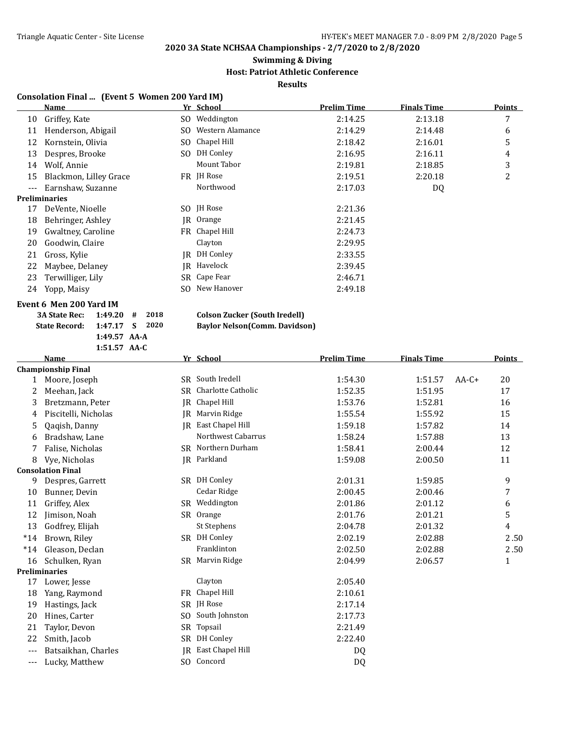**2020 3A State NCHSAA Championships - 2/7/2020 to 2/8/2020**

**Swimming & Diving**

**Host: Patriot Athletic Conference**

**Results**

### Consolation Final ... (Event 5 Women 200 Yard IM)

| | Name | Yr | School | Prelim Time | Finals Time | | Points |
|---|---|---|---|---|---|---|---|
| 10 | Griffey, Kate | SO | Weddington | 2:14.25 | 2:13.18 | | 7 |
| 11 | Henderson, Abigail | SO | Western Alamance | 2:14.29 | 2:14.48 | | 6 |
| 12 | Kornstein, Olivia | SO | Chapel Hill | 2:18.42 | 2:16.01 | | 5 |
| 13 | Despres, Brooke | SO | DH Conley | 2:16.95 | 2:16.11 | | 4 |
| 14 | Wolf, Annie | | Mount Tabor | 2:19.81 | 2:18.85 | | 3 |
| 15 | Blackmon, Lilley Grace | FR | JH Rose | 2:19.51 | 2:20.18 | | 2 |
| --- | Earnshaw, Suzanne | | Northwood | 2:17.03 | DQ | | |
| **Preliminaries** | | | | | | | |
| 17 | DeVente, Nioelle | SO | JH Rose | 2:21.36 | | | |
| 18 | Behringer, Ashley | JR | Orange | 2:21.45 | | | |
| 19 | Gwaltney, Caroline | FR | Chapel Hill | 2:24.73 | | | |
| 20 | Goodwin, Claire | | Clayton | 2:29.95 | | | |
| 21 | Gross, Kylie | JR | DH Conley | 2:33.55 | | | |
| 22 | Maybee, Delaney | JR | Havelock | 2:39.45 | | | |
| 23 | Terwilliger, Lily | SR | Cape Fear | 2:46.71 | | | |
| 24 | Yopp, Maisy | SO | New Hanover | 2:49.18 | | | |

### Event 6 Men 200 Yard IM

| | | | | |
|---|---|---|---|---|
| **3A State Rec:** | **1:49.20** | **#** | **2018** | **Colson Zucker (South Iredell)** |
| **State Record:** | **1:47.17** | **S** | **2020** | **Baylor Nelson(Comm. Davidson)** |
| | **1:49.57** | **AA-A** | | |
| | **1:51.57** | **AA-C** | | |

| | Name | Yr | School | Prelim Time | Finals Time | | Points |
|---|---|---|---|---|---|---|---|
| **Championship Final** | | | | | | | |
| 1 | Moore, Joseph | SR | South Iredell | 1:54.30 | 1:51.57 | AA-C+ | 20 |
| 2 | Meehan, Jack | SR | Charlotte Catholic | 1:52.35 | 1:51.95 | | 17 |
| 3 | Bretzmann, Peter | JR | Chapel Hill | 1:53.76 | 1:52.81 | | 16 |
| 4 | Piscitelli, Nicholas | JR | Marvin Ridge | 1:55.54 | 1:55.92 | | 15 |
| 5 | Qaqish, Danny | JR | East Chapel Hill | 1:59.18 | 1:57.82 | | 14 |
| 6 | Bradshaw, Lane | | Northwest Cabarrus | 1:58.24 | 1:57.88 | | 13 |
| 7 | Falise, Nicholas | SR | Northern Durham | 1:58.41 | 2:00.44 | | 12 |
| 8 | Vye, Nicholas | JR | Parkland | 1:59.08 | 2:00.50 | | 11 |
| **Consolation Final** | | | | | | | |
| 9 | Despres, Garrett | SR | DH Conley | 2:01.31 | 1:59.85 | | 9 |
| 10 | Bunner, Devin | | Cedar Ridge | 2:00.45 | 2:00.46 | | 7 |
| 11 | Griffey, Alex | SR | Weddington | 2:01.86 | 2:01.12 | | 6 |
| 12 | Jimison, Noah | SR | Orange | 2:01.76 | 2:01.21 | | 5 |
| 13 | Godfrey, Elijah | | St Stephens | 2:04.78 | 2:01.32 | | 4 |
| *14 | Brown, Riley | SR | DH Conley | 2:02.19 | 2:02.88 | | 2.50 |
| *14 | Gleason, Declan | | Franklinton | 2:02.50 | 2:02.88 | | 2.50 |
| 16 | Schulken, Ryan | SR | Marvin Ridge | 2:04.99 | 2:06.57 | | 1 |
| **Preliminaries** | | | | | | | |
| 17 | Lower, Jesse | | Clayton | 2:05.40 | | | |
| 18 | Yang, Raymond | FR | Chapel Hill | 2:10.61 | | | |
| 19 | Hastings, Jack | SR | JH Rose | 2:17.14 | | | |
| 20 | Hines, Carter | SO | South Johnston | 2:17.73 | | | |
| 21 | Taylor, Devon | SR | Topsail | 2:21.49 | | | |
| 22 | Smith, Jacob | SR | DH Conley | 2:22.40 | | | |
| --- | Batsaikhan, Charles | JR | East Chapel Hill | DQ | | | |
| --- | Lucky, Matthew | SO | Concord | DQ | | | |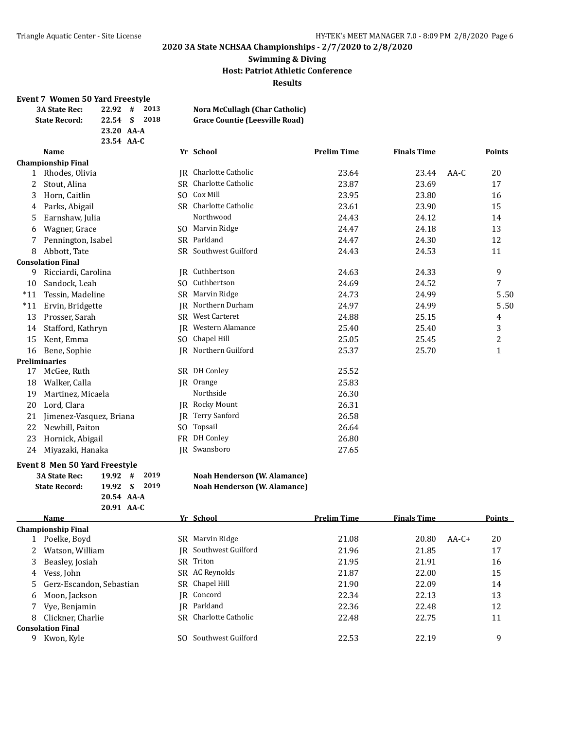**2020 3A State NCHSAA Championships - 2/7/2020 to 2/8/2020**

**Swimming & Diving**

**Host: Patriot Athletic Conference**

**Results**

### Event 7 Women 50 Yard Freestyle

| | | | | |
|---|---|---|---|---|
| **3A State Rec:** | 22.92 | # | 2013 | Nora McCullagh (Char Catholic) |
| **State Record:** | 22.54 | S | 2018 | Grace Countie (Leesville Road) |
| | 23.20 | AA-A | | |
| | 23.54 | AA-C | | |

| | Name | Yr | School | Prelim Time | Finals Time | | Points |
|---|---|---|---|---|---|---|---|
| **Championship Final** | | | | | | | |
| 1 | Rhodes, Olivia | JR | Charlotte Catholic | 23.64 | 23.44 | AA-C | 20 |
| 2 | Stout, Alina | SR | Charlotte Catholic | 23.87 | 23.69 | | 17 |
| 3 | Horn, Caitlin | SO | Cox Mill | 23.95 | 23.80 | | 16 |
| 4 | Parks, Abigail | SR | Charlotte Catholic | 23.61 | 23.90 | | 15 |
| 5 | Earnshaw, Julia | | Northwood | 24.43 | 24.12 | | 14 |
| 6 | Wagner, Grace | SO | Marvin Ridge | 24.47 | 24.18 | | 13 |
| 7 | Pennington, Isabel | SR | Parkland | 24.47 | 24.30 | | 12 |
| 8 | Abbott, Tate | SR | Southwest Guilford | 24.43 | 24.53 | | 11 |
| **Consolation Final** | | | | | | | |
| 9 | Ricciardi, Carolina | JR | Cuthbertson | 24.63 | 24.33 | | 9 |
| 10 | Sandock, Leah | SO | Cuthbertson | 24.69 | 24.52 | | 7 |
| *11 | Tessin, Madeline | SR | Marvin Ridge | 24.73 | 24.99 | | 5.50 |
| *11 | Ervin, Bridgette | JR | Northern Durham | 24.97 | 24.99 | | 5.50 |
| 13 | Prosser, Sarah | SR | West Carteret | 24.88 | 25.15 | | 4 |
| 14 | Stafford, Kathryn | JR | Western Alamance | 25.40 | 25.40 | | 3 |
| 15 | Kent, Emma | SO | Chapel Hill | 25.05 | 25.45 | | 2 |
| 16 | Bene, Sophie | JR | Northern Guilford | 25.37 | 25.70 | | 1 |
| **Preliminaries** | | | | | | | |
| 17 | McGee, Ruth | SR | DH Conley | 25.52 | | | |
| 18 | Walker, Calla | JR | Orange | 25.83 | | | |
| 19 | Martinez, Micaela | | Northside | 26.30 | | | |
| 20 | Lord, Clara | JR | Rocky Mount | 26.31 | | | |
| 21 | Jimenez-Vasquez, Briana | JR | Terry Sanford | 26.58 | | | |
| 22 | Newbill, Paiton | SO | Topsail | 26.64 | | | |
| 23 | Hornick, Abigail | FR | DH Conley | 26.80 | | | |
| 24 | Miyazaki, Hanaka | JR | Swansboro | 27.65 | | | |

### Event 8 Men 50 Yard Freestyle

| | | | | |
|---|---|---|---|---|
| **3A State Rec:** | 19.92 | # | 2019 | Noah Henderson (W. Alamance) |
| **State Record:** | 19.92 | S | 2019 | Noah Henderson (W. Alamance) |
| | 20.54 | AA-A | | |
| | 20.91 | AA-C | | |

| | Name | Yr | School | Prelim Time | Finals Time | | Points |
|---|---|---|---|---|---|---|---|
| **Championship Final** | | | | | | | |
| 1 | Poelke, Boyd | SR | Marvin Ridge | 21.08 | 20.80 | AA-C+ | 20 |
| 2 | Watson, William | JR | Southwest Guilford | 21.96 | 21.85 | | 17 |
| 3 | Beasley, Josiah | SR | Triton | 21.95 | 21.91 | | 16 |
| 4 | Vess, John | SR | AC Reynolds | 21.87 | 22.00 | | 15 |
| 5 | Gerz-Escandon, Sebastian | SR | Chapel Hill | 21.90 | 22.09 | | 14 |
| 6 | Moon, Jackson | JR | Concord | 22.34 | 22.13 | | 13 |
| 7 | Vye, Benjamin | JR | Parkland | 22.36 | 22.48 | | 12 |
| 8 | Clickner, Charlie | SR | Charlotte Catholic | 22.48 | 22.75 | | 11 |
| **Consolation Final** | | | | | | | |
| 9 | Kwon, Kyle | SO | Southwest Guilford | 22.53 | 22.19 | | 9 |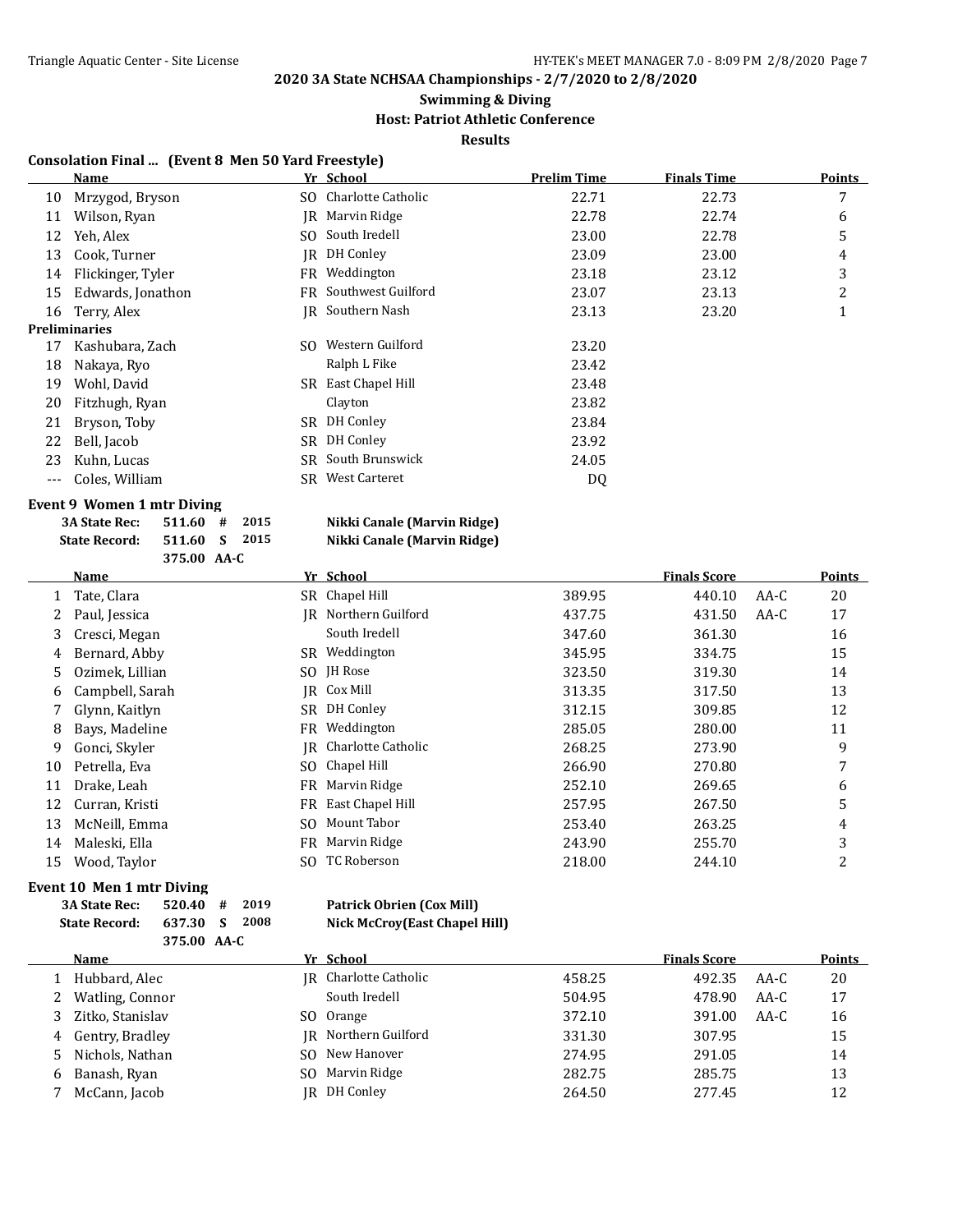## 2020 3A State NCHSAA Championships - 2/7/2020 to 2/8/2020

**Swimming & Diving**

**Host: Patriot Athletic Conference**

**Results**

### Consolation Final ... (Event 8 Men 50 Yard Freestyle)

| | Name | Yr | School | Prelim Time | Finals Time | Points |
|---|---|---|---|---|---|---|
| 10 | Mrzygod, Bryson | SO | Charlotte Catholic | 22.71 | 22.73 | 7 |
| 11 | Wilson, Ryan | JR | Marvin Ridge | 22.78 | 22.74 | 6 |
| 12 | Yeh, Alex | SO | South Iredell | 23.00 | 22.78 | 5 |
| 13 | Cook, Turner | JR | DH Conley | 23.09 | 23.00 | 4 |
| 14 | Flickinger, Tyler | FR | Weddington | 23.18 | 23.12 | 3 |
| 15 | Edwards, Jonathon | FR | Southwest Guilford | 23.07 | 23.13 | 2 |
| 16 | Terry, Alex | JR | Southern Nash | 23.13 | 23.20 | 1 |
| **Preliminaries** | | | | | | |
| 17 | Kashubara, Zach | SO | Western Guilford | 23.20 | | |
| 18 | Nakaya, Ryo | | Ralph L Fike | 23.42 | | |
| 19 | Wohl, David | SR | East Chapel Hill | 23.48 | | |
| 20 | Fitzhugh, Ryan | | Clayton | 23.82 | | |
| 21 | Bryson, Toby | SR | DH Conley | 23.84 | | |
| 22 | Bell, Jacob | SR | DH Conley | 23.92 | | |
| 23 | Kuhn, Lucas | SR | South Brunswick | 24.05 | | |
| --- | Coles, William | SR | West Carteret | DQ | | |

### Event 9 Women 1 mtr Diving

| | | | | |
|---|---|---|---|---|
| **3A State Rec:** | 511.60 | # | 2015 | **Nikki Canale (Marvin Ridge)** |
| **State Record:** | 511.60 | S | 2015 | **Nikki Canale (Marvin Ridge)** |
| | 375.00 | AA-C | | |

| | Name | Yr | School | | Finals Score | | Points |
|---|---|---|---|---|---|---|---|
| 1 | Tate, Clara | SR | Chapel Hill | 389.95 | 440.10 | AA-C | 20 |
| 2 | Paul, Jessica | JR | Northern Guilford | 437.75 | 431.50 | AA-C | 17 |
| 3 | Cresci, Megan | | South Iredell | 347.60 | 361.30 | | 16 |
| 4 | Bernard, Abby | SR | Weddington | 345.95 | 334.75 | | 15 |
| 5 | Ozimek, Lillian | SO | JH Rose | 323.50 | 319.30 | | 14 |
| 6 | Campbell, Sarah | JR | Cox Mill | 313.35 | 317.50 | | 13 |
| 7 | Glynn, Kaitlyn | SR | DH Conley | 312.15 | 309.85 | | 12 |
| 8 | Bays, Madeline | FR | Weddington | 285.05 | 280.00 | | 11 |
| 9 | Gonci, Skyler | JR | Charlotte Catholic | 268.25 | 273.90 | | 9 |
| 10 | Petrella, Eva | SO | Chapel Hill | 266.90 | 270.80 | | 7 |
| 11 | Drake, Leah | FR | Marvin Ridge | 252.10 | 269.65 | | 6 |
| 12 | Curran, Kristi | FR | East Chapel Hill | 257.95 | 267.50 | | 5 |
| 13 | McNeill, Emma | SO | Mount Tabor | 253.40 | 263.25 | | 4 |
| 14 | Maleski, Ella | FR | Marvin Ridge | 243.90 | 255.70 | | 3 |
| 15 | Wood, Taylor | SO | TC Roberson | 218.00 | 244.10 | | 2 |

### Event 10 Men 1 mtr Diving

| | | | | |
|---|---|---|---|---|
| **3A State Rec:** | 520.40 | # | 2019 | **Patrick Obrien (Cox Mill)** |
| **State Record:** | 637.30 | S | 2008 | **Nick McCroy(East Chapel Hill)** |
| | 375.00 | AA-C | | |

| | Name | Yr | School | | Finals Score | | Points |
|---|---|---|---|---|---|---|---|
| 1 | Hubbard, Alec | JR | Charlotte Catholic | 458.25 | 492.35 | AA-C | 20 |
| 2 | Watling, Connor | | South Iredell | 504.95 | 478.90 | AA-C | 17 |
| 3 | Zitko, Stanislav | SO | Orange | 372.10 | 391.00 | AA-C | 16 |
| 4 | Gentry, Bradley | JR | Northern Guilford | 331.30 | 307.95 | | 15 |
| 5 | Nichols, Nathan | SO | New Hanover | 274.95 | 291.05 | | 14 |
| 6 | Banash, Ryan | SO | Marvin Ridge | 282.75 | 285.75 | | 13 |
| 7 | McCann, Jacob | JR | DH Conley | 264.50 | 277.45 | | 12 |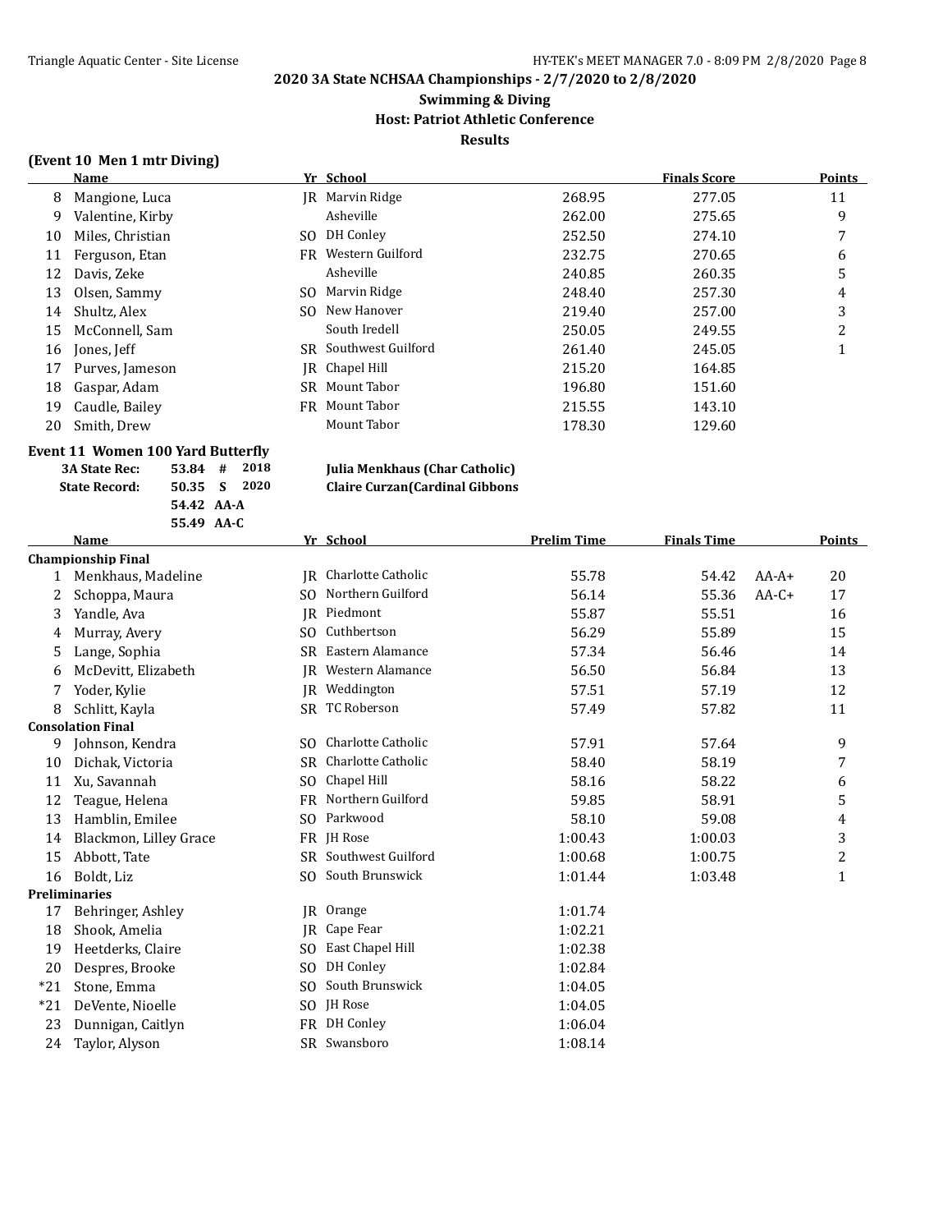**2020 3A State NCHSAA Championships - 2/7/2020 to 2/8/2020**

**Swimming & Diving**

**Host: Patriot Athletic Conference**

**Results**

### (Event 10 Men 1 mtr Diving)

| | Name | Yr | School | | Finals Score | Points |
|---|---|---|---|---|---|---|
| 8 | Mangione, Luca | JR | Marvin Ridge | 268.95 | 277.05 | 11 |
| 9 | Valentine, Kirby | | Asheville | 262.00 | 275.65 | 9 |
| 10 | Miles, Christian | SO | DH Conley | 252.50 | 274.10 | 7 |
| 11 | Ferguson, Etan | FR | Western Guilford | 232.75 | 270.65 | 6 |
| 12 | Davis, Zeke | | Asheville | 240.85 | 260.35 | 5 |
| 13 | Olsen, Sammy | SO | Marvin Ridge | 248.40 | 257.30 | 4 |
| 14 | Shultz, Alex | SO | New Hanover | 219.40 | 257.00 | 3 |
| 15 | McConnell, Sam | | South Iredell | 250.05 | 249.55 | 2 |
| 16 | Jones, Jeff | SR | Southwest Guilford | 261.40 | 245.05 | 1 |
| 17 | Purves, Jameson | JR | Chapel Hill | 215.20 | 164.85 | |
| 18 | Gaspar, Adam | SR | Mount Tabor | 196.80 | 151.60 | |
| 19 | Caudle, Bailey | FR | Mount Tabor | 215.55 | 143.10 | |
| 20 | Smith, Drew | | Mount Tabor | 178.30 | 129.60 | |

### Event 11 Women 100 Yard Butterfly

**3A State Rec:** 53.84 # 2018 **Julia Menkhaus (Char Catholic)**
**State Record:** 50.35 S 2020 **Claire Curzan(Cardinal Gibbons**
54.42 AA-A
55.49 AA-C

| | Name | Yr | School | Prelim Time | Finals Time | | Points |
|---|---|---|---|---|---|---|---|
| **Championship Final** | | | | | | | |
| 1 | Menkhaus, Madeline | JR | Charlotte Catholic | 55.78 | 54.42 | AA-A+ | 20 |
| 2 | Schoppa, Maura | SO | Northern Guilford | 56.14 | 55.36 | AA-C+ | 17 |
| 3 | Yandle, Ava | JR | Piedmont | 55.87 | 55.51 | | 16 |
| 4 | Murray, Avery | SO | Cuthbertson | 56.29 | 55.89 | | 15 |
| 5 | Lange, Sophia | SR | Eastern Alamance | 57.34 | 56.46 | | 14 |
| 6 | McDevitt, Elizabeth | JR | Western Alamance | 56.50 | 56.84 | | 13 |
| 7 | Yoder, Kylie | JR | Weddington | 57.51 | 57.19 | | 12 |
| 8 | Schlitt, Kayla | SR | TC Roberson | 57.49 | 57.82 | | 11 |
| **Consolation Final** | | | | | | | |
| 9 | Johnson, Kendra | SO | Charlotte Catholic | 57.91 | 57.64 | | 9 |
| 10 | Dichak, Victoria | SR | Charlotte Catholic | 58.40 | 58.19 | | 7 |
| 11 | Xu, Savannah | SO | Chapel Hill | 58.16 | 58.22 | | 6 |
| 12 | Teague, Helena | FR | Northern Guilford | 59.85 | 58.91 | | 5 |
| 13 | Hamblin, Emilee | SO | Parkwood | 58.10 | 59.08 | | 4 |
| 14 | Blackmon, Lilley Grace | FR | JH Rose | 1:00.43 | 1:00.03 | | 3 |
| 15 | Abbott, Tate | SR | Southwest Guilford | 1:00.68 | 1:00.75 | | 2 |
| 16 | Boldt, Liz | SO | South Brunswick | 1:01.44 | 1:03.48 | | 1 |
| **Preliminaries** | | | | | | | |
| 17 | Behringer, Ashley | JR | Orange | 1:01.74 | | | |
| 18 | Shook, Amelia | JR | Cape Fear | 1:02.21 | | | |
| 19 | Heetderks, Claire | SO | East Chapel Hill | 1:02.38 | | | |
| 20 | Despres, Brooke | SO | DH Conley | 1:02.84 | | | |
| *21 | Stone, Emma | SO | South Brunswick | 1:04.05 | | | |
| *21 | DeVente, Nioelle | SO | JH Rose | 1:04.05 | | | |
| 23 | Dunnigan, Caitlyn | FR | DH Conley | 1:06.04 | | | |
| 24 | Taylor, Alyson | SR | Swansboro | 1:08.14 | | | |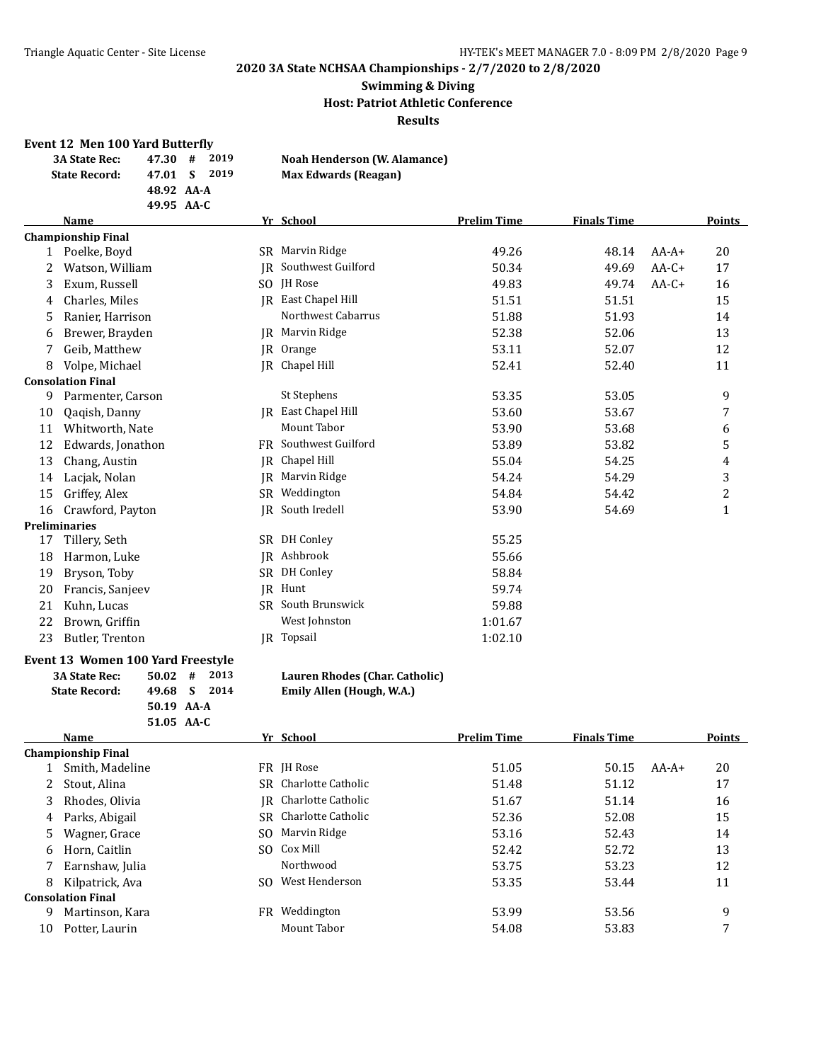## 2020 3A State NCHSAA Championships - 2/7/2020 to 2/8/2020

### Swimming & Diving

### Host: Patriot Athletic Conference

### Results

**Event 12 Men 100 Yard Butterfly**

| | | | | |
|---|---|---|---|---|
| **3A State Rec:** | 47.30 | # | 2019 | **Noah Henderson (W. Alamance)** |
| **State Record:** | 47.01 | S | 2019 | **Max Edwards (Reagan)** |
| | 48.92 | AA-A | | |
| | 49.95 | AA-C | | |

| | Name | Yr | School | Prelim Time | Finals Time | | Points |
|---|---|---|---|---|---|---|---|
| **Championship Final** | | | | | | | |
| 1 | Poelke, Boyd | SR | Marvin Ridge | 49.26 | 48.14 | AA-A+ | 20 |
| 2 | Watson, William | JR | Southwest Guilford | 50.34 | 49.69 | AA-C+ | 17 |
| 3 | Exum, Russell | SO | JH Rose | 49.83 | 49.74 | AA-C+ | 16 |
| 4 | Charles, Miles | JR | East Chapel Hill | 51.51 | 51.51 | | 15 |
| 5 | Ranier, Harrison | | Northwest Cabarrus | 51.88 | 51.93 | | 14 |
| 6 | Brewer, Brayden | JR | Marvin Ridge | 52.38 | 52.06 | | 13 |
| 7 | Geib, Matthew | JR | Orange | 53.11 | 52.07 | | 12 |
| 8 | Volpe, Michael | JR | Chapel Hill | 52.41 | 52.40 | | 11 |
| **Consolation Final** | | | | | | | |
| 9 | Parmenter, Carson | | St Stephens | 53.35 | 53.05 | | 9 |
| 10 | Qaqish, Danny | JR | East Chapel Hill | 53.60 | 53.67 | | 7 |
| 11 | Whitworth, Nate | | Mount Tabor | 53.90 | 53.68 | | 6 |
| 12 | Edwards, Jonathon | FR | Southwest Guilford | 53.89 | 53.82 | | 5 |
| 13 | Chang, Austin | JR | Chapel Hill | 55.04 | 54.25 | | 4 |
| 14 | Lacjak, Nolan | JR | Marvin Ridge | 54.24 | 54.29 | | 3 |
| 15 | Griffey, Alex | SR | Weddington | 54.84 | 54.42 | | 2 |
| 16 | Crawford, Payton | JR | South Iredell | 53.90 | 54.69 | | 1 |
| **Preliminaries** | | | | | | | |
| 17 | Tillery, Seth | SR | DH Conley | 55.25 | | | |
| 18 | Harmon, Luke | JR | Ashbrook | 55.66 | | | |
| 19 | Bryson, Toby | SR | DH Conley | 58.84 | | | |
| 20 | Francis, Sanjeev | JR | Hunt | 59.74 | | | |
| 21 | Kuhn, Lucas | SR | South Brunswick | 59.88 | | | |
| 22 | Brown, Griffin | | West Johnston | 1:01.67 | | | |
| 23 | Butler, Trenton | JR | Topsail | 1:02.10 | | | |

**Event 13 Women 100 Yard Freestyle**

| | | | | |
|---|---|---|---|---|
| **3A State Rec:** | 50.02 | # | 2013 | **Lauren Rhodes (Char. Catholic)** |
| **State Record:** | 49.68 | S | 2014 | **Emily Allen (Hough, W.A.)** |
| | 50.19 | AA-A | | |
| | 51.05 | AA-C | | |

| | Name | Yr | School | Prelim Time | Finals Time | | Points |
|---|---|---|---|---|---|---|---|
| **Championship Final** | | | | | | | |
| 1 | Smith, Madeline | FR | JH Rose | 51.05 | 50.15 | AA-A+ | 20 |
| 2 | Stout, Alina | SR | Charlotte Catholic | 51.48 | 51.12 | | 17 |
| 3 | Rhodes, Olivia | JR | Charlotte Catholic | 51.67 | 51.14 | | 16 |
| 4 | Parks, Abigail | SR | Charlotte Catholic | 52.36 | 52.08 | | 15 |
| 5 | Wagner, Grace | SO | Marvin Ridge | 53.16 | 52.43 | | 14 |
| 6 | Horn, Caitlin | SO | Cox Mill | 52.42 | 52.72 | | 13 |
| 7 | Earnshaw, Julia | | Northwood | 53.75 | 53.23 | | 12 |
| 8 | Kilpatrick, Ava | SO | West Henderson | 53.35 | 53.44 | | 11 |
| **Consolation Final** | | | | | | | |
| 9 | Martinson, Kara | FR | Weddington | 53.99 | 53.56 | | 9 |
| 10 | Potter, Laurin | | Mount Tabor | 54.08 | 53.83 | | 7 |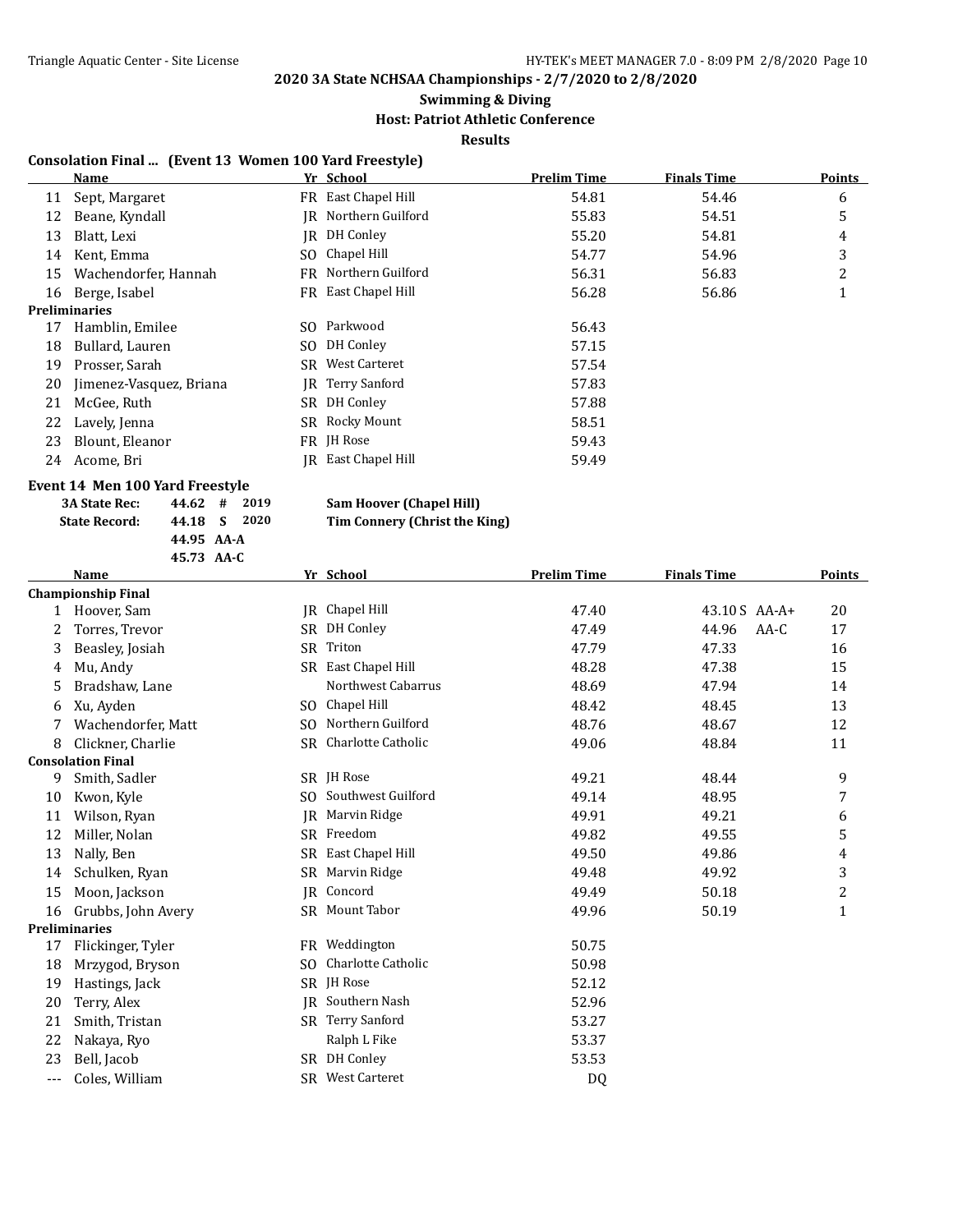## 2020 3A State NCHSAA Championships - 2/7/2020 to 2/8/2020

### Swimming & Diving

### Host: Patriot Athletic Conference

### Results

**Consolation Final ... (Event 13 Women 100 Yard Freestyle)**

| | Name | Yr | School | Prelim Time | Finals Time | Points |
|---|---|---|---|---|---|---|
| 11 | Sept, Margaret | FR | East Chapel Hill | 54.81 | 54.46 | 6 |
| 12 | Beane, Kyndall | JR | Northern Guilford | 55.83 | 54.51 | 5 |
| 13 | Blatt, Lexi | JR | DH Conley | 55.20 | 54.81 | 4 |
| 14 | Kent, Emma | SO | Chapel Hill | 54.77 | 54.96 | 3 |
| 15 | Wachendorfer, Hannah | FR | Northern Guilford | 56.31 | 56.83 | 2 |
| 16 | Berge, Isabel | FR | East Chapel Hill | 56.28 | 56.86 | 1 |
| **Preliminaries** | | | | | | |
| 17 | Hamblin, Emilee | SO | Parkwood | 56.43 | | |
| 18 | Bullard, Lauren | SO | DH Conley | 57.15 | | |
| 19 | Prosser, Sarah | SR | West Carteret | 57.54 | | |
| 20 | Jimenez-Vasquez, Briana | JR | Terry Sanford | 57.83 | | |
| 21 | McGee, Ruth | SR | DH Conley | 57.88 | | |
| 22 | Lavely, Jenna | SR | Rocky Mount | 58.51 | | |
| 23 | Blount, Eleanor | FR | JH Rose | 59.43 | | |
| 24 | Acome, Bri | JR | East Chapel Hill | 59.49 | | |

**Event 14 Men 100 Yard Freestyle**

| | | | | |
|---|---|---|---|---|
| **3A State Rec:** | **44.62** | **#** | **2019** | **Sam Hoover (Chapel Hill)** |
| **State Record:** | **44.18** | **S** | **2020** | **Tim Connery (Christ the King)** |
| | **44.95** | **AA-A** | | |
| | **45.73** | **AA-C** | | |

| | Name | Yr | School | Prelim Time | Finals Time | Points |
|---|---|---|---|---|---|---|
| **Championship Final** | | | | | | |
| 1 | Hoover, Sam | JR | Chapel Hill | 47.40 | 43.10 S AA-A+ | 20 |
| 2 | Torres, Trevor | SR | DH Conley | 47.49 | 44.96 AA-C | 17 |
| 3 | Beasley, Josiah | SR | Triton | 47.79 | 47.33 | 16 |
| 4 | Mu, Andy | SR | East Chapel Hill | 48.28 | 47.38 | 15 |
| 5 | Bradshaw, Lane | | Northwest Cabarrus | 48.69 | 47.94 | 14 |
| 6 | Xu, Ayden | SO | Chapel Hill | 48.42 | 48.45 | 13 |
| 7 | Wachendorfer, Matt | SO | Northern Guilford | 48.76 | 48.67 | 12 |
| 8 | Clickner, Charlie | SR | Charlotte Catholic | 49.06 | 48.84 | 11 |
| **Consolation Final** | | | | | | |
| 9 | Smith, Sadler | SR | JH Rose | 49.21 | 48.44 | 9 |
| 10 | Kwon, Kyle | SO | Southwest Guilford | 49.14 | 48.95 | 7 |
| 11 | Wilson, Ryan | JR | Marvin Ridge | 49.91 | 49.21 | 6 |
| 12 | Miller, Nolan | SR | Freedom | 49.82 | 49.55 | 5 |
| 13 | Nally, Ben | SR | East Chapel Hill | 49.50 | 49.86 | 4 |
| 14 | Schulken, Ryan | SR | Marvin Ridge | 49.48 | 49.92 | 3 |
| 15 | Moon, Jackson | JR | Concord | 49.49 | 50.18 | 2 |
| 16 | Grubbs, John Avery | SR | Mount Tabor | 49.96 | 50.19 | 1 |
| **Preliminaries** | | | | | | |
| 17 | Flickinger, Tyler | FR | Weddington | 50.75 | | |
| 18 | Mrzygod, Bryson | SO | Charlotte Catholic | 50.98 | | |
| 19 | Hastings, Jack | SR | JH Rose | 52.12 | | |
| 20 | Terry, Alex | JR | Southern Nash | 52.96 | | |
| 21 | Smith, Tristan | SR | Terry Sanford | 53.27 | | |
| 22 | Nakaya, Ryo | | Ralph L Fike | 53.37 | | |
| 23 | Bell, Jacob | SR | DH Conley | 53.53 | | |
| --- | Coles, William | SR | West Carteret | DQ | | |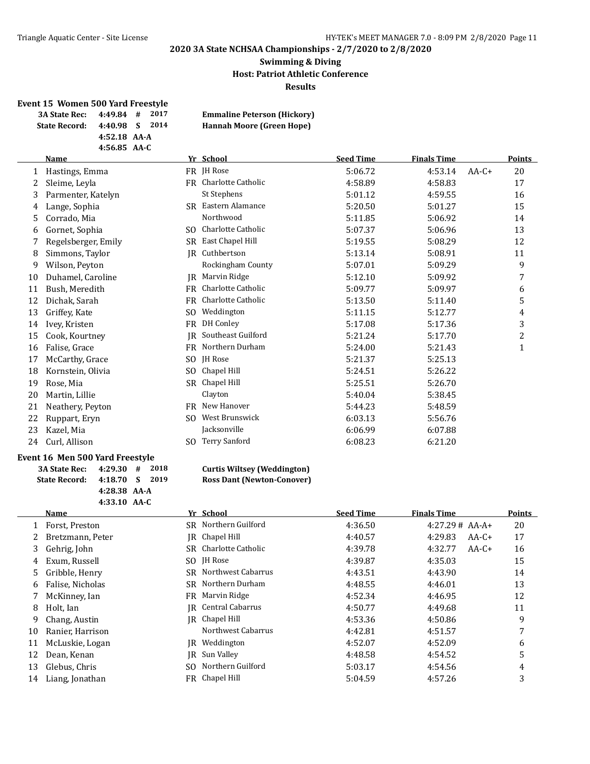# 2020 3A State NCHSAA Championships - 2/7/2020 to 2/8/2020

## Swimming & Diving

### Host: Patriot Athletic Conference

### Results

**Event 15 Women 500 Yard Freestyle**

| | | | | |
|---|---|---|---|---|
| 3A State Rec: | 4:49.84 | # | 2017 | Emmaline Peterson (Hickory) |
| State Record: | 4:40.98 | S | 2014 | Hannah Moore (Green Hope) |
| | 4:52.18 | AA-A | | |
| | 4:56.85 | AA-C | | |

| | Name | Yr | School | Seed Time | Finals Time | | Points |
|---|---|---|---|---|---|---|---|
| 1 | Hastings, Emma | FR | JH Rose | 5:06.72 | 4:53.14 | AA-C+ | 20 |
| 2 | Sleime, Leyla | FR | Charlotte Catholic | 4:58.89 | 4:58.83 | | 17 |
| 3 | Parmenter, Katelyn | | St Stephens | 5:01.12 | 4:59.55 | | 16 |
| 4 | Lange, Sophia | SR | Eastern Alamance | 5:20.50 | 5:01.27 | | 15 |
| 5 | Corrado, Mia | | Northwood | 5:11.85 | 5:06.92 | | 14 |
| 6 | Gornet, Sophia | SO | Charlotte Catholic | 5:07.37 | 5:06.96 | | 13 |
| 7 | Regelsberger, Emily | SR | East Chapel Hill | 5:19.55 | 5:08.29 | | 12 |
| 8 | Simmons, Taylor | JR | Cuthbertson | 5:13.14 | 5:08.91 | | 11 |
| 9 | Wilson, Peyton | | Rockingham County | 5:07.01 | 5:09.29 | | 9 |
| 10 | Duhamel, Caroline | JR | Marvin Ridge | 5:12.10 | 5:09.92 | | 7 |
| 11 | Bush, Meredith | FR | Charlotte Catholic | 5:09.77 | 5:09.97 | | 6 |
| 12 | Dichak, Sarah | FR | Charlotte Catholic | 5:13.50 | 5:11.40 | | 5 |
| 13 | Griffey, Kate | SO | Weddington | 5:11.15 | 5:12.77 | | 4 |
| 14 | Ivey, Kristen | FR | DH Conley | 5:17.08 | 5:17.36 | | 3 |
| 15 | Cook, Kourtney | JR | Southeast Guilford | 5:21.24 | 5:17.70 | | 2 |
| 16 | Falise, Grace | FR | Northern Durham | 5:24.00 | 5:21.43 | | 1 |
| 17 | McCarthy, Grace | SO | JH Rose | 5:21.37 | 5:25.13 | | |
| 18 | Kornstein, Olivia | SO | Chapel Hill | 5:24.51 | 5:26.22 | | |
| 19 | Rose, Mia | SR | Chapel Hill | 5:25.51 | 5:26.70 | | |
| 20 | Martin, Lillie | | Clayton | 5:40.04 | 5:38.45 | | |
| 21 | Neathery, Peyton | FR | New Hanover | 5:44.23 | 5:48.59 | | |
| 22 | Ruppart, Eryn | SO | West Brunswick | 6:03.13 | 5:56.76 | | |
| 23 | Kazel, Mia | | Jacksonville | 6:06.99 | 6:07.88 | | |
| 24 | Curl, Allison | SO | Terry Sanford | 6:08.23 | 6:21.20 | | |

**Event 16 Men 500 Yard Freestyle**

| | | | | |
|---|---|---|---|---|
| 3A State Rec: | 4:29.30 | # | 2018 | Curtis Wiltsey (Weddington) |
| State Record: | 4:18.70 | S | 2019 | Ross Dant (Newton-Conover) |
| | 4:28.38 | AA-A | | |
| | 4:33.10 | AA-C | | |

| | Name | Yr | School | Seed Time | Finals Time | | Points |
|---|---|---|---|---|---|---|---|
| 1 | Forst, Preston | SR | Northern Guilford | 4:36.50 | 4:27.29 # | AA-A+ | 20 |
| 2 | Bretzmann, Peter | JR | Chapel Hill | 4:40.57 | 4:29.83 | AA-C+ | 17 |
| 3 | Gehrig, John | SR | Charlotte Catholic | 4:39.78 | 4:32.77 | AA-C+ | 16 |
| 4 | Exum, Russell | SO | JH Rose | 4:39.87 | 4:35.03 | | 15 |
| 5 | Gribble, Henry | SR | Northwest Cabarrus | 4:43.51 | 4:43.90 | | 14 |
| 6 | Falise, Nicholas | SR | Northern Durham | 4:48.55 | 4:46.01 | | 13 |
| 7 | McKinney, Ian | FR | Marvin Ridge | 4:52.34 | 4:46.95 | | 12 |
| 8 | Holt, Ian | JR | Central Cabarrus | 4:50.77 | 4:49.68 | | 11 |
| 9 | Chang, Austin | JR | Chapel Hill | 4:53.36 | 4:50.86 | | 9 |
| 10 | Ranier, Harrison | | Northwest Cabarrus | 4:42.81 | 4:51.57 | | 7 |
| 11 | McLuskie, Logan | JR | Weddington | 4:52.07 | 4:52.09 | | 6 |
| 12 | Dean, Kenan | JR | Sun Valley | 4:48.58 | 4:54.52 | | 5 |
| 13 | Glebus, Chris | SO | Northern Guilford | 5:03.17 | 4:54.56 | | 4 |
| 14 | Liang, Jonathan | FR | Chapel Hill | 5:04.59 | 4:57.26 | | 3 |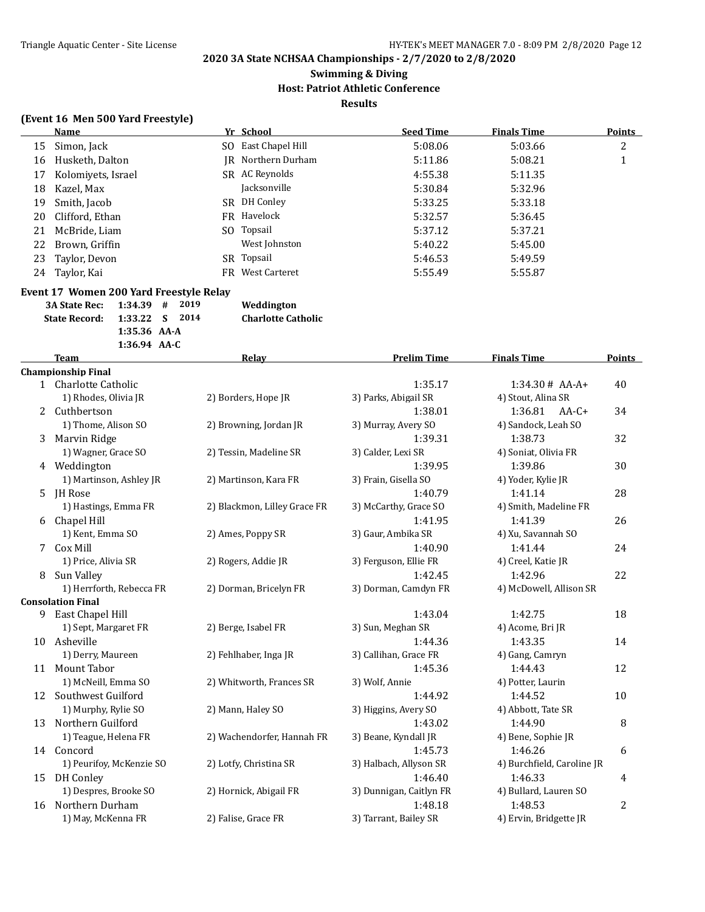## 2020 3A State NCHSAA Championships - 2/7/2020 to 2/8/2020

### Swimming & Diving

### Host: Patriot Athletic Conference

### Results

**(Event 16 Men 500 Yard Freestyle)**

| | Name | Yr | School | Seed Time | Finals Time | Points |
|---|---|---|---|---|---|---|
| 15 | Simon, Jack | SO | East Chapel Hill | 5:08.06 | 5:03.66 | 2 |
| 16 | Husketh, Dalton | JR | Northern Durham | 5:11.86 | 5:08.21 | 1 |
| 17 | Kolomiyets, Israel | SR | AC Reynolds | 4:55.38 | 5:11.35 | |
| 18 | Kazel, Max | | Jacksonville | 5:30.84 | 5:32.96 | |
| 19 | Smith, Jacob | SR | DH Conley | 5:33.25 | 5:33.18 | |
| 20 | Clifford, Ethan | FR | Havelock | 5:32.57 | 5:36.45 | |
| 21 | McBride, Liam | SO | Topsail | 5:37.12 | 5:37.21 | |
| 22 | Brown, Griffin | | West Johnston | 5:40.22 | 5:45.00 | |
| 23 | Taylor, Devon | SR | Topsail | 5:46.53 | 5:49.59 | |
| 24 | Taylor, Kai | FR | West Carteret | 5:55.49 | 5:55.87 | |

**Event 17 Women 200 Yard Freestyle Relay**

| | | | | |
|---|---|---|---|---|
| 3A State Rec: | 1:34.39 | # | 2019 | Weddington |
| State Record: | 1:33.22 | S | 2014 | Charlotte Catholic |
| | 1:35.36 | AA-A | | |
| | 1:36.94 | AA-C | | |

| | Team | Relay | Prelim Time | Finals Time | Points |
|---|---|---|---|---|---|
| **Championship Final** | | | | | |
| 1 | Charlotte Catholic | | 1:35.17 | 1:34.30 # AA-A+ | 40 |
| | 1) Rhodes, Olivia JR | 2) Borders, Hope JR | 3) Parks, Abigail SR | 4) Stout, Alina SR | |
| 2 | Cuthbertson | | 1:38.01 | 1:36.81 AA-C+ | 34 |
| | 1) Thome, Alison SO | 2) Browning, Jordan JR | 3) Murray, Avery SO | 4) Sandock, Leah SO | |
| 3 | Marvin Ridge | | 1:39.31 | 1:38.73 | 32 |
| | 1) Wagner, Grace SO | 2) Tessin, Madeline SR | 3) Calder, Lexi SR | 4) Soniat, Olivia FR | |
| 4 | Weddington | | 1:39.95 | 1:39.86 | 30 |
| | 1) Martinson, Ashley JR | 2) Martinson, Kara FR | 3) Frain, Gisella SO | 4) Yoder, Kylie JR | |
| 5 | JH Rose | | 1:40.79 | 1:41.14 | 28 |
| | 1) Hastings, Emma FR | 2) Blackmon, Lilley Grace FR | 3) McCarthy, Grace SO | 4) Smith, Madeline FR | |
| 6 | Chapel Hill | | 1:41.95 | 1:41.39 | 26 |
| | 1) Kent, Emma SO | 2) Ames, Poppy SR | 3) Gaur, Ambika SR | 4) Xu, Savannah SO | |
| 7 | Cox Mill | | 1:40.90 | 1:41.44 | 24 |
| | 1) Price, Alivia SR | 2) Rogers, Addie JR | 3) Ferguson, Ellie FR | 4) Creel, Katie JR | |
| 8 | Sun Valley | | 1:42.45 | 1:42.96 | 22 |
| | 1) Herrforth, Rebecca FR | 2) Dorman, Bricelyn FR | 3) Dorman, Camdyn FR | 4) McDowell, Allison SR | |
| **Consolation Final** | | | | | |
| 9 | East Chapel Hill | | 1:43.04 | 1:42.75 | 18 |
| | 1) Sept, Margaret FR | 2) Berge, Isabel FR | 3) Sun, Meghan SR | 4) Acome, Bri JR | |
| 10 | Asheville | | 1:44.36 | 1:43.35 | 14 |
| | 1) Derry, Maureen | 2) Fehlhaber, Inga JR | 3) Callihan, Grace FR | 4) Gang, Camryn | |
| 11 | Mount Tabor | | 1:45.36 | 1:44.43 | 12 |
| | 1) McNeill, Emma SO | 2) Whitworth, Frances SR | 3) Wolf, Annie | 4) Potter, Laurin | |
| 12 | Southwest Guilford | | 1:44.92 | 1:44.52 | 10 |
| | 1) Murphy, Rylie SO | 2) Mann, Haley SO | 3) Higgins, Avery SO | 4) Abbott, Tate SR | |
| 13 | Northern Guilford | | 1:43.02 | 1:44.90 | 8 |
| | 1) Teague, Helena FR | 2) Wachendorfer, Hannah FR | 3) Beane, Kyndall JR | 4) Bene, Sophie JR | |
| 14 | Concord | | 1:45.73 | 1:46.26 | 6 |
| | 1) Peurifoy, McKenzie SO | 2) Lotfy, Christina SR | 3) Halbach, Allyson SR | 4) Burchfield, Caroline JR | |
| 15 | DH Conley | | 1:46.40 | 1:46.33 | 4 |
| | 1) Despres, Brooke SO | 2) Hornick, Abigail FR | 3) Dunnigan, Caitlyn FR | 4) Bullard, Lauren SO | |
| 16 | Northern Durham | | 1:48.18 | 1:48.53 | 2 |
| | 1) May, McKenna FR | 2) Falise, Grace FR | 3) Tarrant, Bailey SR | 4) Ervin, Bridgette JR | |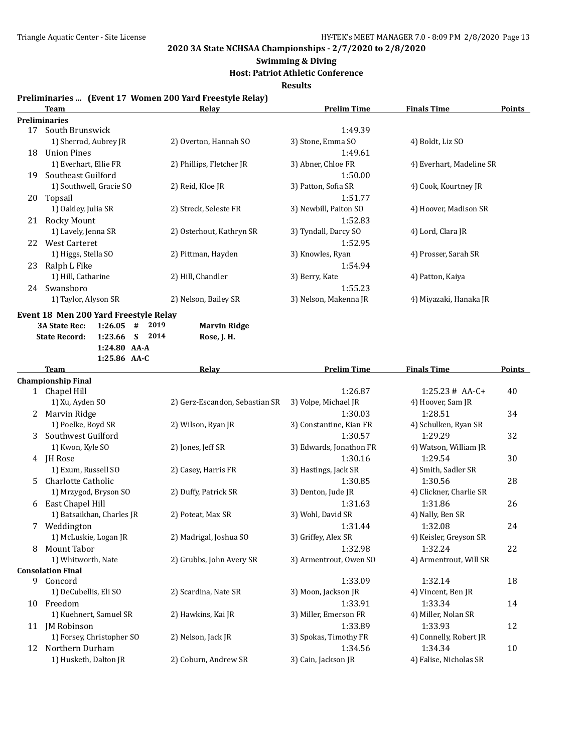**2020 3A State NCHSAA Championships - 2/7/2020 to 2/8/2020**

**Swimming & Diving**

**Host: Patriot Athletic Conference**

**Results**

### Preliminaries ... (Event 17 Women 200 Yard Freestyle Relay)

| | Team | Relay | | Prelim Time | Finals Time | Points |
|---|---|---|---|---|---|---|
| **Preliminaries** | | | | | | |
| 17 | South Brunswick | | | 1:49.39 | | |
| | 1) Sherrod, Aubrey JR | 2) Overton, Hannah SO | | 3) Stone, Emma SO | 4) Boldt, Liz SO | |
| 18 | Union Pines | | | 1:49.61 | | |
| | 1) Everhart, Ellie FR | 2) Phillips, Fletcher JR | | 3) Abner, Chloe FR | 4) Everhart, Madeline SR | |
| 19 | Southeast Guilford | | | 1:50.00 | | |
| | 1) Southwell, Gracie SO | 2) Reid, Kloe JR | | 3) Patton, Sofia SR | 4) Cook, Kourtney JR | |
| 20 | Topsail | | | 1:51.77 | | |
| | 1) Oakley, Julia SR | 2) Streck, Seleste FR | | 3) Newbill, Paiton SO | 4) Hoover, Madison SR | |
| 21 | Rocky Mount | | | 1:52.83 | | |
| | 1) Lavely, Jenna SR | 2) Osterhout, Kathryn SR | | 3) Tyndall, Darcy SO | 4) Lord, Clara JR | |
| 22 | West Carteret | | | 1:52.95 | | |
| | 1) Higgs, Stella SO | 2) Pittman, Hayden | | 3) Knowles, Ryan | 4) Prosser, Sarah SR | |
| 23 | Ralph L Fike | | | 1:54.94 | | |
| | 1) Hill, Catharine | 2) Hill, Chandler | | 3) Berry, Kate | 4) Patton, Kaiya | |
| 24 | Swansboro | | | 1:55.23 | | |
| | 1) Taylor, Alyson SR | 2) Nelson, Bailey SR | | 3) Nelson, Makenna JR | 4) Miyazaki, Hanaka JR | |

### Event 18 Men 200 Yard Freestyle Relay

| | | | | |
|---|---|---|---|---|
| **3A State Rec:** | 1:26.05 | # | 2019 | **Marvin Ridge** |
| **State Record:** | 1:23.66 | S | 2014 | **Rose, J. H.** |
| | 1:24.80 | AA-A | | |
| | 1:25.86 | AA-C | | |

| | Team | Relay | | Prelim Time | Finals Time | Points |
|---|---|---|---|---|---|---|
| **Championship Final** | | | | | | |
| 1 | Chapel Hill | | | 1:26.87 | 1:25.23 # AA-C+ | 40 |
| | 1) Xu, Ayden SO | 2) Gerz-Escandon, Sebastian SR | | 3) Volpe, Michael JR | 4) Hoover, Sam JR | |
| 2 | Marvin Ridge | | | 1:30.03 | 1:28.51 | 34 |
| | 1) Poelke, Boyd SR | 2) Wilson, Ryan JR | | 3) Constantine, Kian FR | 4) Schulken, Ryan SR | |
| 3 | Southwest Guilford | | | 1:30.57 | 1:29.29 | 32 |
| | 1) Kwon, Kyle SO | 2) Jones, Jeff SR | | 3) Edwards, Jonathon FR | 4) Watson, William JR | |
| 4 | JH Rose | | | 1:30.16 | 1:29.54 | 30 |
| | 1) Exum, Russell SO | 2) Casey, Harris FR | | 3) Hastings, Jack SR | 4) Smith, Sadler SR | |
| 5 | Charlotte Catholic | | | 1:30.85 | 1:30.56 | 28 |
| | 1) Mrzygod, Bryson SO | 2) Duffy, Patrick SR | | 3) Denton, Jude JR | 4) Clickner, Charlie SR | |
| 6 | East Chapel Hill | | | 1:31.63 | 1:31.86 | 26 |
| | 1) Batsaikhan, Charles JR | 2) Poteat, Max SR | | 3) Wohl, David SR | 4) Nally, Ben SR | |
| 7 | Weddington | | | 1:31.44 | 1:32.08 | 24 |
| | 1) McLuskie, Logan JR | 2) Madrigal, Joshua SO | | 3) Griffey, Alex SR | 4) Keisler, Greyson SR | |
| 8 | Mount Tabor | | | 1:32.98 | 1:32.24 | 22 |
| | 1) Whitworth, Nate | 2) Grubbs, John Avery SR | | 3) Armentrout, Owen SO | 4) Armentrout, Will SR | |
| **Consolation Final** | | | | | | |
| 9 | Concord | | | 1:33.09 | 1:32.14 | 18 |
| | 1) DeCubellis, Eli SO | 2) Scardina, Nate SR | | 3) Moon, Jackson JR | 4) Vincent, Ben JR | |
| 10 | Freedom | | | 1:33.91 | 1:33.34 | 14 |
| | 1) Kuehnert, Samuel SR | 2) Hawkins, Kai JR | | 3) Miller, Emerson FR | 4) Miller, Nolan SR | |
| 11 | JM Robinson | | | 1:33.89 | 1:33.93 | 12 |
| | 1) Forsey, Christopher SO | 2) Nelson, Jack JR | | 3) Spokas, Timothy FR | 4) Connelly, Robert JR | |
| 12 | Northern Durham | | | 1:34.56 | 1:34.34 | 10 |
| | 1) Husketh, Dalton JR | 2) Coburn, Andrew SR | | 3) Cain, Jackson JR | 4) Falise, Nicholas SR | |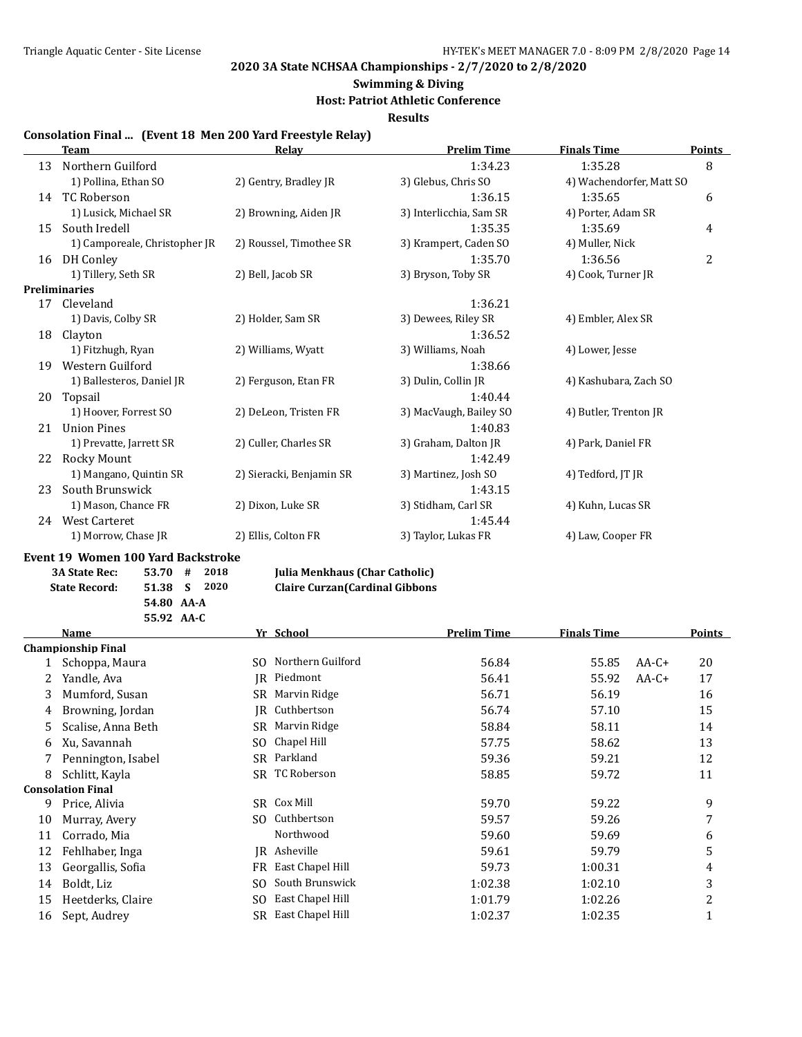**2020 3A State NCHSAA Championships - 2/7/2020 to 2/8/2020**

**Swimming & Diving**

**Host: Patriot Athletic Conference**

**Results**

### Consolation Final ... (Event 18 Men 200 Yard Freestyle Relay)

| | Team | Relay | Prelim Time | Finals Time | Points |
|---|---|---|---|---|---|
| 13 | Northern Guilford | | 1:34.23 | 1:35.28 | 8 |
| | 1) Pollina, Ethan SO | 2) Gentry, Bradley JR | 3) Glebus, Chris SO | 4) Wachendorfer, Matt SO | |
| 14 | TC Roberson | | 1:36.15 | 1:35.65 | 6 |
| | 1) Lusick, Michael SR | 2) Browning, Aiden JR | 3) Interlicchia, Sam SR | 4) Porter, Adam SR | |
| 15 | South Iredell | | 1:35.35 | 1:35.69 | 4 |
| | 1) Camporeale, Christopher JR | 2) Roussel, Timothee SR | 3) Krampert, Caden SO | 4) Muller, Nick | |
| 16 | DH Conley | | 1:35.70 | 1:36.56 | 2 |
| | 1) Tillery, Seth SR | 2) Bell, Jacob SR | 3) Bryson, Toby SR | 4) Cook, Turner JR | |
| **Preliminaries** | | | | | |
| 17 | Cleveland | | 1:36.21 | | |
| | 1) Davis, Colby SR | 2) Holder, Sam SR | 3) Dewees, Riley SR | 4) Embler, Alex SR | |
| 18 | Clayton | | 1:36.52 | | |
| | 1) Fitzhugh, Ryan | 2) Williams, Wyatt | 3) Williams, Noah | 4) Lower, Jesse | |
| 19 | Western Guilford | | 1:38.66 | | |
| | 1) Ballesteros, Daniel JR | 2) Ferguson, Etan FR | 3) Dulin, Collin JR | 4) Kashubara, Zach SO | |
| 20 | Topsail | | 1:40.44 | | |
| | 1) Hoover, Forrest SO | 2) DeLeon, Tristen FR | 3) MacVaugh, Bailey SO | 4) Butler, Trenton JR | |
| 21 | Union Pines | | 1:40.83 | | |
| | 1) Prevatte, Jarrett SR | 2) Culler, Charles SR | 3) Graham, Dalton JR | 4) Park, Daniel FR | |
| 22 | Rocky Mount | | 1:42.49 | | |
| | 1) Mangano, Quintin SR | 2) Sieracki, Benjamin SR | 3) Martinez, Josh SO | 4) Tedford, JT JR | |
| 23 | South Brunswick | | 1:43.15 | | |
| | 1) Mason, Chance FR | 2) Dixon, Luke SR | 3) Stidham, Carl SR | 4) Kuhn, Lucas SR | |
| 24 | West Carteret | | 1:45.44 | | |
| | 1) Morrow, Chase JR | 2) Ellis, Colton FR | 3) Taylor, Lukas FR | 4) Law, Cooper FR | |

### Event 19 Women 100 Yard Backstroke

**3A State Rec:** 53.70 # 2018 **Julia Menkhaus (Char Catholic)**
**State Record:** 51.38 S 2020 **Claire Curzan(Cardinal Gibbons**
54.80 AA-A
55.92 AA-C

| | Name | Yr | School | Prelim Time | Finals Time | | Points |
|---|---|---|---|---|---|---|---|
| **Championship Final** | | | | | | | |
| 1 | Schoppa, Maura | SO | Northern Guilford | 56.84 | 55.85 | AA-C+ | 20 |
| 2 | Yandle, Ava | JR | Piedmont | 56.41 | 55.92 | AA-C+ | 17 |
| 3 | Mumford, Susan | SR | Marvin Ridge | 56.71 | 56.19 | | 16 |
| 4 | Browning, Jordan | JR | Cuthbertson | 56.74 | 57.10 | | 15 |
| 5 | Scalise, Anna Beth | SR | Marvin Ridge | 58.84 | 58.11 | | 14 |
| 6 | Xu, Savannah | SO | Chapel Hill | 57.75 | 58.62 | | 13 |
| 7 | Pennington, Isabel | SR | Parkland | 59.36 | 59.21 | | 12 |
| 8 | Schlitt, Kayla | SR | TC Roberson | 58.85 | 59.72 | | 11 |
| **Consolation Final** | | | | | | | |
| 9 | Price, Alivia | SR | Cox Mill | 59.70 | 59.22 | | 9 |
| 10 | Murray, Avery | SO | Cuthbertson | 59.57 | 59.26 | | 7 |
| 11 | Corrado, Mia | | Northwood | 59.60 | 59.69 | | 6 |
| 12 | Fehlhaber, Inga | JR | Asheville | 59.61 | 59.79 | | 5 |
| 13 | Georgallis, Sofia | FR | East Chapel Hill | 59.73 | 1:00.31 | | 4 |
| 14 | Boldt, Liz | SO | South Brunswick | 1:02.38 | 1:02.10 | | 3 |
| 15 | Heetderks, Claire | SO | East Chapel Hill | 1:01.79 | 1:02.26 | | 2 |
| 16 | Sept, Audrey | SR | East Chapel Hill | 1:02.37 | 1:02.35 | | 1 |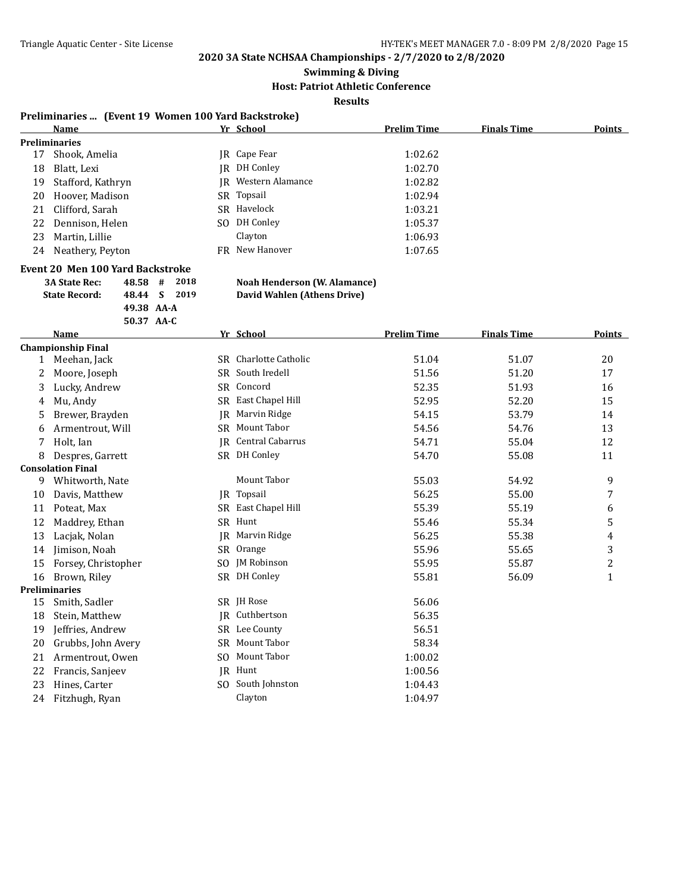**2020 3A State NCHSAA Championships - 2/7/2020 to 2/8/2020**

**Swimming & Diving**

**Host: Patriot Athletic Conference**

**Results**

### Preliminaries ... (Event 19 Women 100 Yard Backstroke)

| | Name | Yr | School | Prelim Time | Finals Time | Points |
|---|---|---|---|---|---|---|
| **Preliminaries** | | | | | | |
| 17 | Shook, Amelia | JR | Cape Fear | 1:02.62 | | |
| 18 | Blatt, Lexi | JR | DH Conley | 1:02.70 | | |
| 19 | Stafford, Kathryn | JR | Western Alamance | 1:02.82 | | |
| 20 | Hoover, Madison | SR | Topsail | 1:02.94 | | |
| 21 | Clifford, Sarah | SR | Havelock | 1:03.21 | | |
| 22 | Dennison, Helen | SO | DH Conley | 1:05.37 | | |
| 23 | Martin, Lillie | | Clayton | 1:06.93 | | |
| 24 | Neathery, Peyton | FR | New Hanover | 1:07.65 | | |

### Event 20 Men 100 Yard Backstroke

| | | | | |
|---|---|---|---|---|
| 3A State Rec: | 48.58 | # | 2018 | Noah Henderson (W. Alamance) |
| State Record: | 48.44 | S | 2019 | David Wahlen (Athens Drive) |
| | 49.38 | AA-A | | |
| | 50.37 | AA-C | | |

| | Name | Yr | School | Prelim Time | Finals Time | Points |
|---|---|---|---|---|---|---|
| **Championship Final** | | | | | | |
| 1 | Meehan, Jack | SR | Charlotte Catholic | 51.04 | 51.07 | 20 |
| 2 | Moore, Joseph | SR | South Iredell | 51.56 | 51.20 | 17 |
| 3 | Lucky, Andrew | SR | Concord | 52.35 | 51.93 | 16 |
| 4 | Mu, Andy | SR | East Chapel Hill | 52.95 | 52.20 | 15 |
| 5 | Brewer, Brayden | JR | Marvin Ridge | 54.15 | 53.79 | 14 |
| 6 | Armentrout, Will | SR | Mount Tabor | 54.56 | 54.76 | 13 |
| 7 | Holt, Ian | JR | Central Cabarrus | 54.71 | 55.04 | 12 |
| 8 | Despres, Garrett | SR | DH Conley | 54.70 | 55.08 | 11 |
| **Consolation Final** | | | | | | |
| 9 | Whitworth, Nate | | Mount Tabor | 55.03 | 54.92 | 9 |
| 10 | Davis, Matthew | JR | Topsail | 56.25 | 55.00 | 7 |
| 11 | Poteat, Max | SR | East Chapel Hill | 55.39 | 55.19 | 6 |
| 12 | Maddrey, Ethan | SR | Hunt | 55.46 | 55.34 | 5 |
| 13 | Lacjak, Nolan | JR | Marvin Ridge | 56.25 | 55.38 | 4 |
| 14 | Jimison, Noah | SR | Orange | 55.96 | 55.65 | 3 |
| 15 | Forsey, Christopher | SO | JM Robinson | 55.95 | 55.87 | 2 |
| 16 | Brown, Riley | SR | DH Conley | 55.81 | 56.09 | 1 |
| **Preliminaries** | | | | | | |
| 15 | Smith, Sadler | SR | JH Rose | 56.06 | | |
| 18 | Stein, Matthew | JR | Cuthbertson | 56.35 | | |
| 19 | Jeffries, Andrew | SR | Lee County | 56.51 | | |
| 20 | Grubbs, John Avery | SR | Mount Tabor | 58.34 | | |
| 21 | Armentrout, Owen | SO | Mount Tabor | 1:00.02 | | |
| 22 | Francis, Sanjeev | JR | Hunt | 1:00.56 | | |
| 23 | Hines, Carter | SO | South Johnston | 1:04.43 | | |
| 24 | Fitzhugh, Ryan | | Clayton | 1:04.97 | | |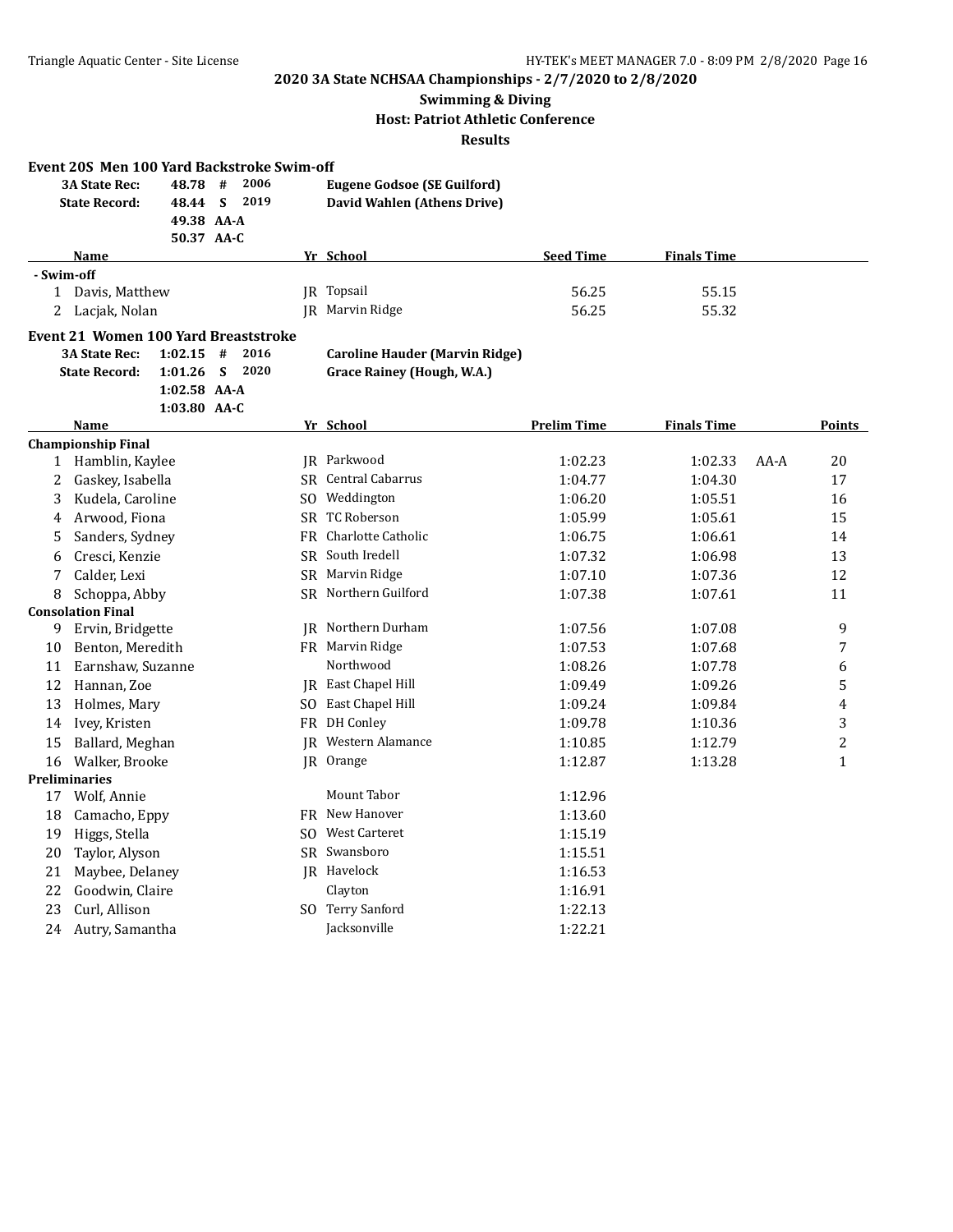## 2020 3A State NCHSAA Championships - 2/7/2020 to 2/8/2020

### Swimming & Diving

### Host: Patriot Athletic Conference

### Results

**Event 20S Men 100 Yard Backstroke Swim-off**

| | | | | |
|---|---|---|---|---|
| **3A State Rec:** | **48.78** | **#** | **2006** | **Eugene Godsoe (SE Guilford)** |
| **State Record:** | **48.44** | **S** | **2019** | **David Wahlen (Athens Drive)** |
| | **49.38** | **AA-A** | | |
| | **50.37** | **AA-C** | | |

| | Name | Yr | School | Seed Time | Finals Time |
|---|---|---|---|---|---|
| **- Swim-off** | | | | | |
| 1 | Davis, Matthew | JR | Topsail | 56.25 | 55.15 |
| 2 | Lacjak, Nolan | JR | Marvin Ridge | 56.25 | 55.32 |

**Event 21 Women 100 Yard Breaststroke**

| | | | | |
|---|---|---|---|---|
| **3A State Rec:** | **1:02.15** | **#** | **2016** | **Caroline Hauder (Marvin Ridge)** |
| **State Record:** | **1:01.26** | **S** | **2020** | **Grace Rainey (Hough, W.A.)** |
| | **1:02.58** | **AA-A** | | |
| | **1:03.80** | **AA-C** | | |

| | Name | Yr | School | Prelim Time | Finals Time | | Points |
|---|---|---|---|---|---|---|---|
| **Championship Final** | | | | | | | |
| 1 | Hamblin, Kaylee | JR | Parkwood | 1:02.23 | 1:02.33 | AA-A | 20 |
| 2 | Gaskey, Isabella | SR | Central Cabarrus | 1:04.77 | 1:04.30 | | 17 |
| 3 | Kudela, Caroline | SO | Weddington | 1:06.20 | 1:05.51 | | 16 |
| 4 | Arwood, Fiona | SR | TC Roberson | 1:05.99 | 1:05.61 | | 15 |
| 5 | Sanders, Sydney | FR | Charlotte Catholic | 1:06.75 | 1:06.61 | | 14 |
| 6 | Cresci, Kenzie | SR | South Iredell | 1:07.32 | 1:06.98 | | 13 |
| 7 | Calder, Lexi | SR | Marvin Ridge | 1:07.10 | 1:07.36 | | 12 |
| 8 | Schoppa, Abby | SR | Northern Guilford | 1:07.38 | 1:07.61 | | 11 |
| **Consolation Final** | | | | | | | |
| 9 | Ervin, Bridgette | JR | Northern Durham | 1:07.56 | 1:07.08 | | 9 |
| 10 | Benton, Meredith | FR | Marvin Ridge | 1:07.53 | 1:07.68 | | 7 |
| 11 | Earnshaw, Suzanne | | Northwood | 1:08.26 | 1:07.78 | | 6 |
| 12 | Hannan, Zoe | JR | East Chapel Hill | 1:09.49 | 1:09.26 | | 5 |
| 13 | Holmes, Mary | SO | East Chapel Hill | 1:09.24 | 1:09.84 | | 4 |
| 14 | Ivey, Kristen | FR | DH Conley | 1:09.78 | 1:10.36 | | 3 |
| 15 | Ballard, Meghan | JR | Western Alamance | 1:10.85 | 1:12.79 | | 2 |
| 16 | Walker, Brooke | JR | Orange | 1:12.87 | 1:13.28 | | 1 |
| **Preliminaries** | | | | | | | |
| 17 | Wolf, Annie | | Mount Tabor | 1:12.96 | | | |
| 18 | Camacho, Eppy | FR | New Hanover | 1:13.60 | | | |
| 19 | Higgs, Stella | SO | West Carteret | 1:15.19 | | | |
| 20 | Taylor, Alyson | SR | Swansboro | 1:15.51 | | | |
| 21 | Maybee, Delaney | JR | Havelock | 1:16.53 | | | |
| 22 | Goodwin, Claire | | Clayton | 1:16.91 | | | |
| 23 | Curl, Allison | SO | Terry Sanford | 1:22.13 | | | |
| 24 | Autry, Samantha | | Jacksonville | 1:22.21 | | | |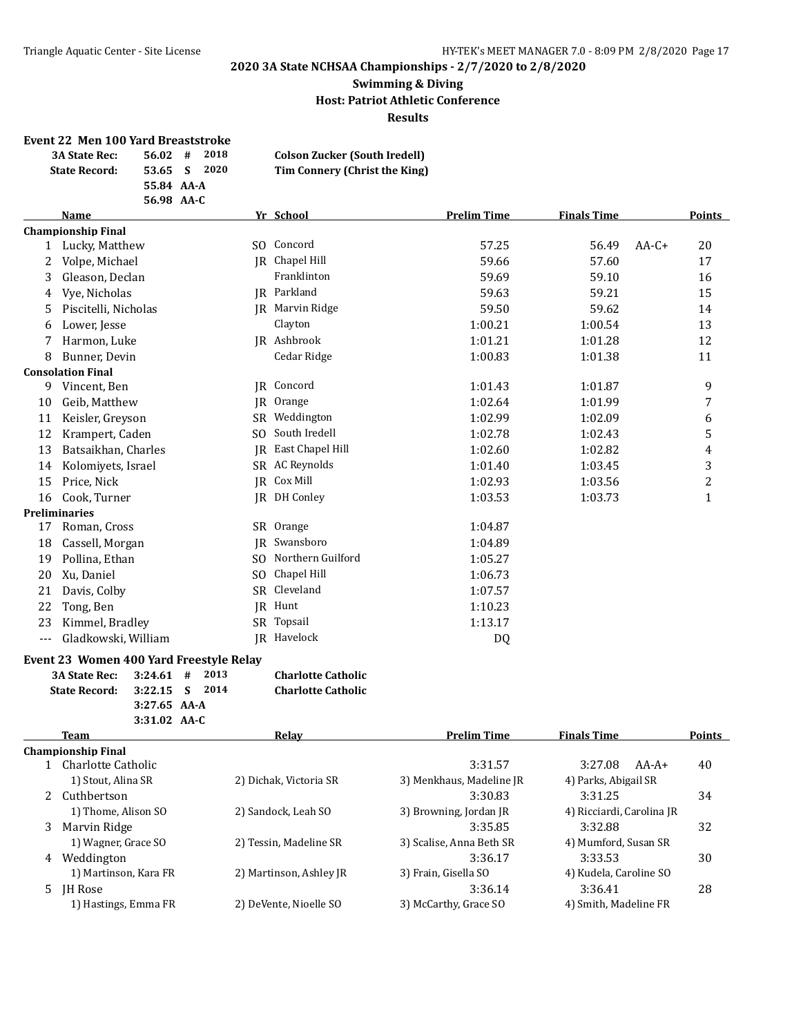# 2020 3A State NCHSAA Championships - 2/7/2020 to 2/8/2020

## Swimming & Diving

### Host: Patriot Athletic Conference

### Results

**Event 22 Men 100 Yard Breaststroke**

| | | | | |
|---|---|---|---|---|
| 3A State Rec: | 56.02 | # | 2018 | Colson Zucker (South Iredell) |
| State Record: | 53.65 | S | 2020 | Tim Connery (Christ the King) |
| | 55.84 | AA-A | | |
| | 56.98 | AA-C | | |

| | Name | Yr | School | Prelim Time | Finals Time | | Points |
|---|---|---|---|---|---|---|---|
| **Championship Final** | | | | | | | |
| 1 | Lucky, Matthew | SO | Concord | 57.25 | 56.49 | AA-C+ | 20 |
| 2 | Volpe, Michael | JR | Chapel Hill | 59.66 | 57.60 | | 17 |
| 3 | Gleason, Declan | | Franklinton | 59.69 | 59.10 | | 16 |
| 4 | Vye, Nicholas | JR | Parkland | 59.63 | 59.21 | | 15 |
| 5 | Piscitelli, Nicholas | JR | Marvin Ridge | 59.50 | 59.62 | | 14 |
| 6 | Lower, Jesse | | Clayton | 1:00.21 | 1:00.54 | | 13 |
| 7 | Harmon, Luke | JR | Ashbrook | 1:01.21 | 1:01.28 | | 12 |
| 8 | Bunner, Devin | | Cedar Ridge | 1:00.83 | 1:01.38 | | 11 |
| **Consolation Final** | | | | | | | |
| 9 | Vincent, Ben | JR | Concord | 1:01.43 | 1:01.87 | | 9 |
| 10 | Geib, Matthew | JR | Orange | 1:02.64 | 1:01.99 | | 7 |
| 11 | Keisler, Greyson | SR | Weddington | 1:02.99 | 1:02.09 | | 6 |
| 12 | Krampert, Caden | SO | South Iredell | 1:02.78 | 1:02.43 | | 5 |
| 13 | Batsaikhan, Charles | JR | East Chapel Hill | 1:02.60 | 1:02.82 | | 4 |
| 14 | Kolomiyets, Israel | SR | AC Reynolds | 1:01.40 | 1:03.45 | | 3 |
| 15 | Price, Nick | JR | Cox Mill | 1:02.93 | 1:03.56 | | 2 |
| 16 | Cook, Turner | JR | DH Conley | 1:03.53 | 1:03.73 | | 1 |
| **Preliminaries** | | | | | | | |
| 17 | Roman, Cross | SR | Orange | 1:04.87 | | | |
| 18 | Cassell, Morgan | JR | Swansboro | 1:04.89 | | | |
| 19 | Pollina, Ethan | SO | Northern Guilford | 1:05.27 | | | |
| 20 | Xu, Daniel | SO | Chapel Hill | 1:06.73 | | | |
| 21 | Davis, Colby | SR | Cleveland | 1:07.57 | | | |
| 22 | Tong, Ben | JR | Hunt | 1:10.23 | | | |
| 23 | Kimmel, Bradley | SR | Topsail | 1:13.17 | | | |
| --- | Gladkowski, William | JR | Havelock | DQ | | | |

**Event 23 Women 400 Yard Freestyle Relay**

| | | | | |
|---|---|---|---|---|
| 3A State Rec: | 3:24.61 | # | 2013 | Charlotte Catholic |
| State Record: | 3:22.15 | S | 2014 | Charlotte Catholic |
| | 3:27.65 | AA-A | | |
| | 3:31.02 | AA-C | | |

| | Team | Relay | Prelim Time | Finals Time | | Points |
|---|---|---|---|---|---|---|
| **Championship Final** | | | | | | |
| 1 | Charlotte Catholic | | 3:31.57 | 3:27.08 | AA-A+ | 40 |
| | 1) Stout, Alina SR | 2) Dichak, Victoria SR | 3) Menkhaus, Madeline JR | 4) Parks, Abigail SR | | |
| 2 | Cuthbertson | | 3:30.83 | 3:31.25 | | 34 |
| | 1) Thome, Alison SO | 2) Sandock, Leah SO | 3) Browning, Jordan JR | 4) Ricciardi, Carolina JR | | |
| 3 | Marvin Ridge | | 3:35.85 | 3:32.88 | | 32 |
| | 1) Wagner, Grace SO | 2) Tessin, Madeline SR | 3) Scalise, Anna Beth SR | 4) Mumford, Susan SR | | |
| 4 | Weddington | | 3:36.17 | 3:33.53 | | 30 |
| | 1) Martinson, Kara FR | 2) Martinson, Ashley JR | 3) Frain, Gisella SO | 4) Kudela, Caroline SO | | |
| 5 | JH Rose | | 3:36.14 | 3:36.41 | | 28 |
| | 1) Hastings, Emma FR | 2) DeVente, Nioelle SO | 3) McCarthy, Grace SO | 4) Smith, Madeline FR | | |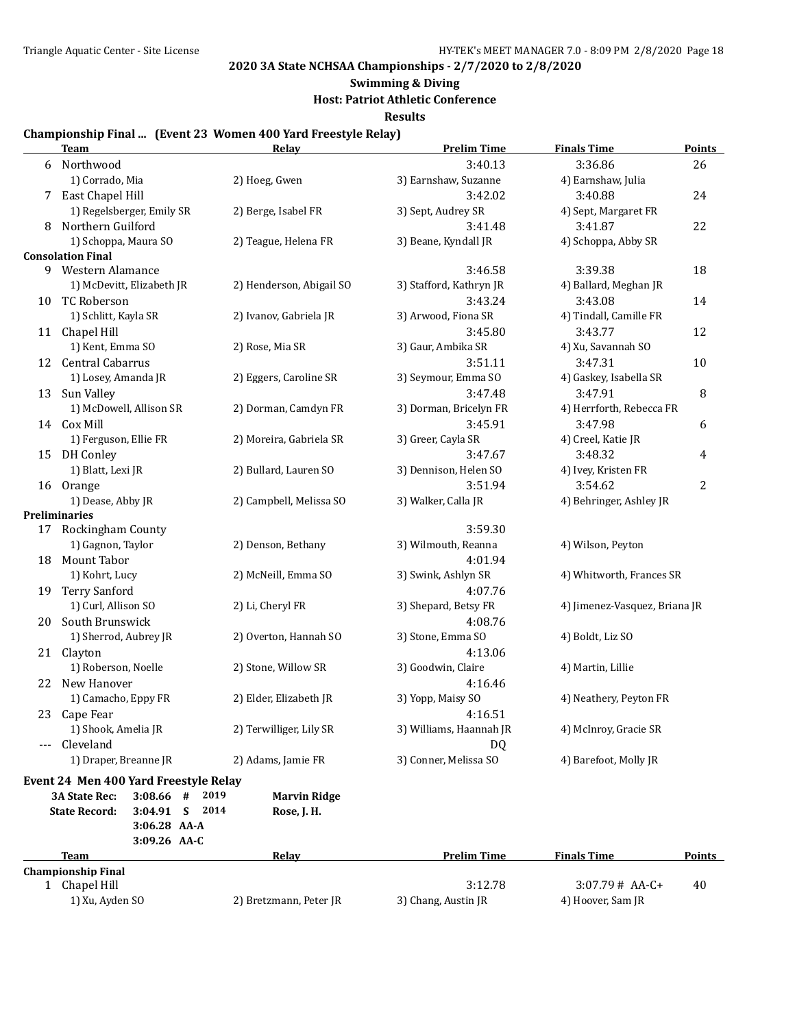## 2020 3A State NCHSAA Championships - 2/7/2020 to 2/8/2020

### Swimming & Diving

### Host: Patriot Athletic Conference

### Results

**Championship Final ... (Event 23 Women 400 Yard Freestyle Relay)**

| | Team | Relay | Prelim Time | Finals Time | Points |
|---|---|---|---|---|---|
| 6 | Northwood | | 3:40.13 | 3:36.86 | 26 |
| | 1) Corrado, Mia | 2) Hoeg, Gwen | 3) Earnshaw, Suzanne | 4) Earnshaw, Julia | |
| 7 | East Chapel Hill | | 3:42.02 | 3:40.88 | 24 |
| | 1) Regelsberger, Emily SR | 2) Berge, Isabel FR | 3) Sept, Audrey SR | 4) Sept, Margaret FR | |
| 8 | Northern Guilford | | 3:41.48 | 3:41.87 | 22 |
| | 1) Schoppa, Maura SO | 2) Teague, Helena FR | 3) Beane, Kyndall JR | 4) Schoppa, Abby SR | |
| **Consolation Final** | | | | | |
| 9 | Western Alamance | | 3:46.58 | 3:39.38 | 18 |
| | 1) McDevitt, Elizabeth JR | 2) Henderson, Abigail SO | 3) Stafford, Kathryn JR | 4) Ballard, Meghan JR | |
| 10 | TC Roberson | | 3:43.24 | 3:43.08 | 14 |
| | 1) Schlitt, Kayla SR | 2) Ivanov, Gabriela JR | 3) Arwood, Fiona SR | 4) Tindall, Camille FR | |
| 11 | Chapel Hill | | 3:45.80 | 3:43.77 | 12 |
| | 1) Kent, Emma SO | 2) Rose, Mia SR | 3) Gaur, Ambika SR | 4) Xu, Savannah SO | |
| 12 | Central Cabarrus | | 3:51.11 | 3:47.31 | 10 |
| | 1) Losey, Amanda JR | 2) Eggers, Caroline SR | 3) Seymour, Emma SO | 4) Gaskey, Isabella SR | |
| 13 | Sun Valley | | 3:47.48 | 3:47.91 | 8 |
| | 1) McDowell, Allison SR | 2) Dorman, Camdyn FR | 3) Dorman, Bricelyn FR | 4) Herrforth, Rebecca FR | |
| 14 | Cox Mill | | 3:45.91 | 3:47.98 | 6 |
| | 1) Ferguson, Ellie FR | 2) Moreira, Gabriela SR | 3) Greer, Cayla SR | 4) Creel, Katie JR | |
| 15 | DH Conley | | 3:47.67 | 3:48.32 | 4 |
| | 1) Blatt, Lexi JR | 2) Bullard, Lauren SO | 3) Dennison, Helen SO | 4) Ivey, Kristen FR | |
| 16 | Orange | | 3:51.94 | 3:54.62 | 2 |
| | 1) Dease, Abby JR | 2) Campbell, Melissa SO | 3) Walker, Calla JR | 4) Behringer, Ashley JR | |
| **Preliminaries** | | | | | |
| 17 | Rockingham County | | 3:59.30 | | |
| | 1) Gagnon, Taylor | 2) Denson, Bethany | 3) Wilmouth, Reanna | 4) Wilson, Peyton | |
| 18 | Mount Tabor | | 4:01.94 | | |
| | 1) Kohrt, Lucy | 2) McNeill, Emma SO | 3) Swink, Ashlyn SR | 4) Whitworth, Frances SR | |
| 19 | Terry Sanford | | 4:07.76 | | |
| | 1) Curl, Allison SO | 2) Li, Cheryl FR | 3) Shepard, Betsy FR | 4) Jimenez-Vasquez, Briana JR | |
| 20 | South Brunswick | | 4:08.76 | | |
| | 1) Sherrod, Aubrey JR | 2) Overton, Hannah SO | 3) Stone, Emma SO | 4) Boldt, Liz SO | |
| 21 | Clayton | | 4:13.06 | | |
| | 1) Roberson, Noelle | 2) Stone, Willow SR | 3) Goodwin, Claire | 4) Martin, Lillie | |
| 22 | New Hanover | | 4:16.46 | | |
| | 1) Camacho, Eppy FR | 2) Elder, Elizabeth JR | 3) Yopp, Maisy SO | 4) Neathery, Peyton FR | |
| 23 | Cape Fear | | 4:16.51 | | |
| | 1) Shook, Amelia JR | 2) Terwilliger, Lily SR | 3) Williams, Haannah JR | 4) McInroy, Gracie SR | |
| --- | Cleveland | | DQ | | |
| | 1) Draper, Breanne JR | 2) Adams, Jamie FR | 3) Conner, Melissa SO | 4) Barefoot, Molly JR | |

**Event 24 Men 400 Yard Freestyle Relay**

3A State Rec: 3:08.66 # 2019 Marvin Ridge
State Record: 3:04.91 S 2014 Rose, J. H.
3:06.28 AA-A
3:09.26 AA-C

| | Team | Relay | Prelim Time | Finals Time | Points |
|---|---|---|---|---|---|
| **Championship Final** | | | | | |
| 1 | Chapel Hill | | 3:12.78 | 3:07.79 # AA-C+ | 40 |
| | 1) Xu, Ayden SO | 2) Bretzmann, Peter JR | 3) Chang, Austin JR | 4) Hoover, Sam JR | |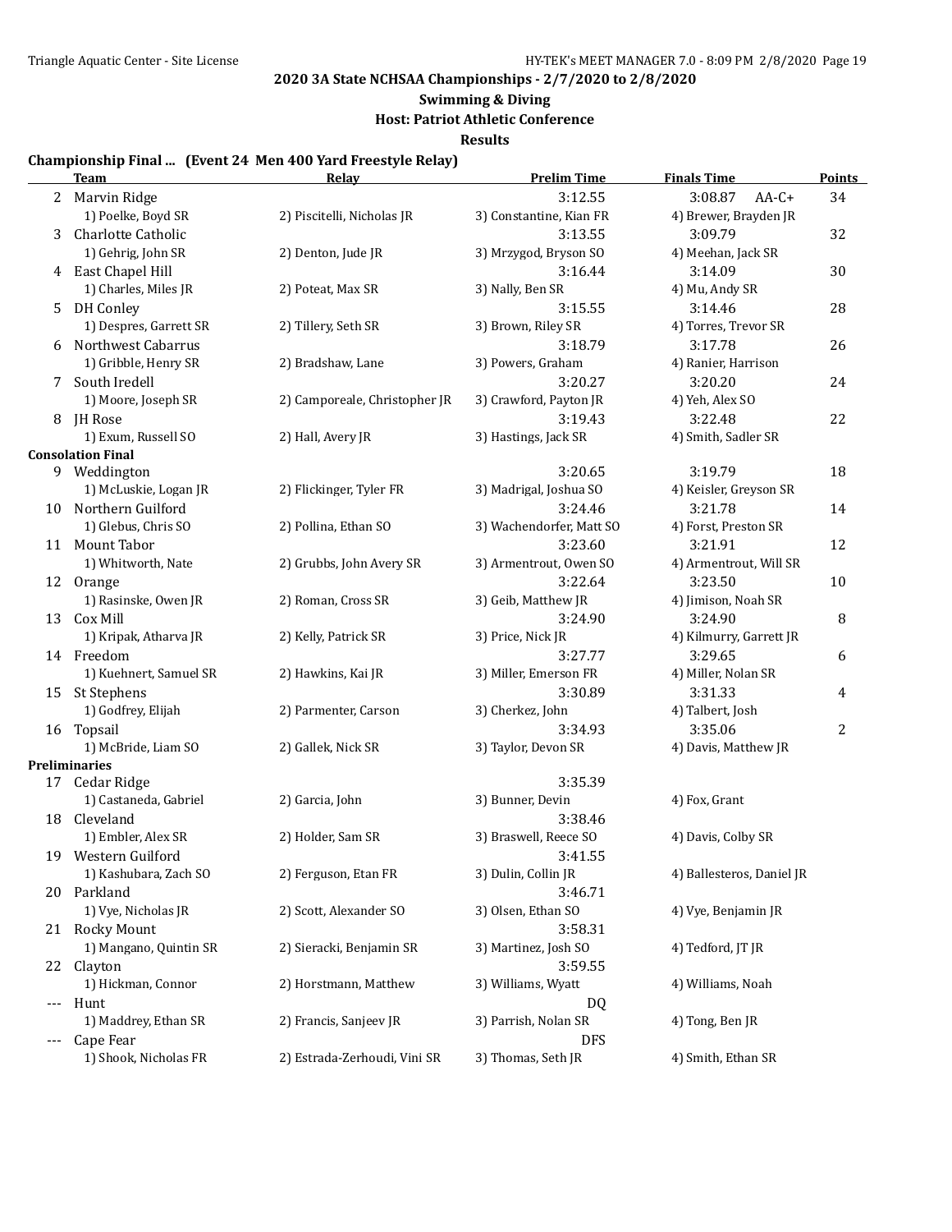**2020 3A State NCHSAA Championships - 2/7/2020 to 2/8/2020**

**Swimming & Diving**

**Host: Patriot Athletic Conference**

**Results**

### Championship Final ... (Event 24 Men 400 Yard Freestyle Relay)

| | Team | Relay | Prelim Time | Finals Time | Points |
|---|---|---|---|---|---|
| 2 | Marvin Ridge | | 3:12.55 | 3:08.87 AA-C+ | 34 |
| | 1) Poelke, Boyd SR | 2) Piscitelli, Nicholas JR | 3) Constantine, Kian FR | 4) Brewer, Brayden JR | |
| 3 | Charlotte Catholic | | 3:13.55 | 3:09.79 | 32 |
| | 1) Gehrig, John SR | 2) Denton, Jude JR | 3) Mrzygod, Bryson SO | 4) Meehan, Jack SR | |
| 4 | East Chapel Hill | | 3:16.44 | 3:14.09 | 30 |
| | 1) Charles, Miles JR | 2) Poteat, Max SR | 3) Nally, Ben SR | 4) Mu, Andy SR | |
| 5 | DH Conley | | 3:15.55 | 3:14.46 | 28 |
| | 1) Despres, Garrett SR | 2) Tillery, Seth SR | 3) Brown, Riley SR | 4) Torres, Trevor SR | |
| 6 | Northwest Cabarrus | | 3:18.79 | 3:17.78 | 26 |
| | 1) Gribble, Henry SR | 2) Bradshaw, Lane | 3) Powers, Graham | 4) Ranier, Harrison | |
| 7 | South Iredell | | 3:20.27 | 3:20.20 | 24 |
| | 1) Moore, Joseph SR | 2) Camporeale, Christopher JR | 3) Crawford, Payton JR | 4) Yeh, Alex SO | |
| 8 | JH Rose | | 3:19.43 | 3:22.48 | 22 |
| | 1) Exum, Russell SO | 2) Hall, Avery JR | 3) Hastings, Jack SR | 4) Smith, Sadler SR | |

**Consolation Final**

| | Team | Relay | Prelim Time | Finals Time | Points |
|---|---|---|---|---|---|
| 9 | Weddington | | 3:20.65 | 3:19.79 | 18 |
| | 1) McLuskie, Logan JR | 2) Flickinger, Tyler FR | 3) Madrigal, Joshua SO | 4) Keisler, Greyson SR | |
| 10 | Northern Guilford | | 3:24.46 | 3:21.78 | 14 |
| | 1) Glebus, Chris SO | 2) Pollina, Ethan SO | 3) Wachendorfer, Matt SO | 4) Forst, Preston SR | |
| 11 | Mount Tabor | | 3:23.60 | 3:21.91 | 12 |
| | 1) Whitworth, Nate | 2) Grubbs, John Avery SR | 3) Armentrout, Owen SO | 4) Armentrout, Will SR | |
| 12 | Orange | | 3:22.64 | 3:23.50 | 10 |
| | 1) Rasinske, Owen JR | 2) Roman, Cross SR | 3) Geib, Matthew JR | 4) Jimison, Noah SR | |
| 13 | Cox Mill | | 3:24.90 | 3:24.90 | 8 |
| | 1) Kripak, Atharva JR | 2) Kelly, Patrick SR | 3) Price, Nick JR | 4) Kilmurry, Garrett JR | |
| 14 | Freedom | | 3:27.77 | 3:29.65 | 6 |
| | 1) Kuehnert, Samuel SR | 2) Hawkins, Kai JR | 3) Miller, Emerson FR | 4) Miller, Nolan SR | |
| 15 | St Stephens | | 3:30.89 | 3:31.33 | 4 |
| | 1) Godfrey, Elijah | 2) Parmenter, Carson | 3) Cherkez, John | 4) Talbert, Josh | |
| 16 | Topsail | | 3:34.93 | 3:35.06 | 2 |
| | 1) McBride, Liam SO | 2) Gallek, Nick SR | 3) Taylor, Devon SR | 4) Davis, Matthew JR | |

**Preliminaries**

| | Team | Relay | Prelim Time | |
|---|---|---|---|---|
| 17 | Cedar Ridge | | 3:35.39 | |
| | 1) Castaneda, Gabriel | 2) Garcia, John | 3) Bunner, Devin | 4) Fox, Grant |
| 18 | Cleveland | | 3:38.46 | |
| | 1) Embler, Alex SR | 2) Holder, Sam SR | 3) Braswell, Reece SO | 4) Davis, Colby SR |
| 19 | Western Guilford | | 3:41.55 | |
| | 1) Kashubara, Zach SO | 2) Ferguson, Etan FR | 3) Dulin, Collin JR | 4) Ballesteros, Daniel JR |
| 20 | Parkland | | 3:46.71 | |
| | 1) Vye, Nicholas JR | 2) Scott, Alexander SO | 3) Olsen, Ethan SO | 4) Vye, Benjamin JR |
| 21 | Rocky Mount | | 3:58.31 | |
| | 1) Mangano, Quintin SR | 2) Sieracki, Benjamin SR | 3) Martinez, Josh SO | 4) Tedford, JT JR |
| 22 | Clayton | | 3:59.55 | |
| | 1) Hickman, Connor | 2) Horstmann, Matthew | 3) Williams, Wyatt | 4) Williams, Noah |
| --- | Hunt | | DQ | |
| | 1) Maddrey, Ethan SR | 2) Francis, Sanjeev JR | 3) Parrish, Nolan SR | 4) Tong, Ben JR |
| --- | Cape Fear | | DFS | |
| | 1) Shook, Nicholas FR | 2) Estrada-Zerhoudi, Vini SR | 3) Thomas, Seth JR | 4) Smith, Ethan SR |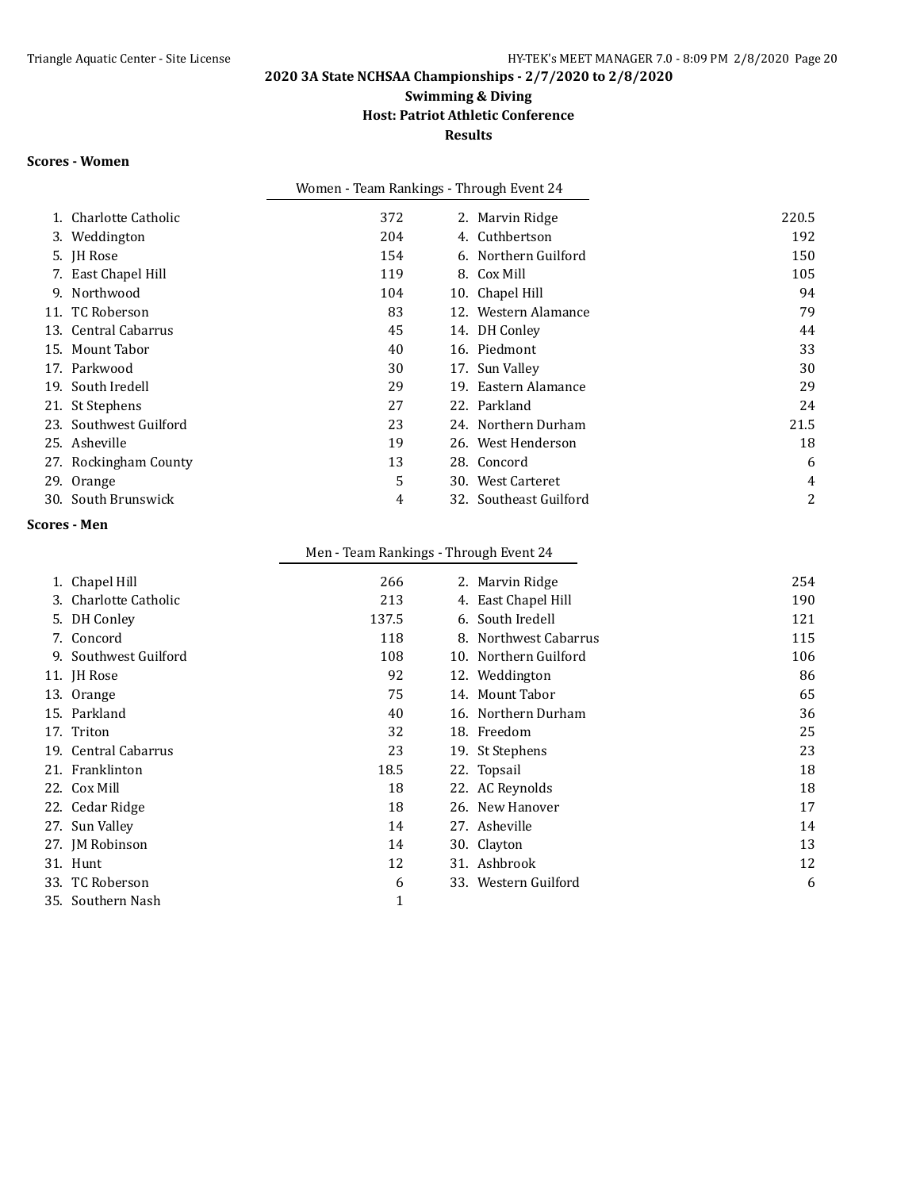**2020 3A State NCHSAA Championships - 2/7/2020 to 2/8/2020**

**Swimming & Diving**

**Host: Patriot Athletic Conference**

**Results**

## Scores - Women

Women - Team Rankings - Through Event 24

| | | | | | |
|---|---|---|---|---|---|
| 1. | Charlotte Catholic | 372 | 2. | Marvin Ridge | 220.5 |
| 3. | Weddington | 204 | 4. | Cuthbertson | 192 |
| 5. | JH Rose | 154 | 6. | Northern Guilford | 150 |
| 7. | East Chapel Hill | 119 | 8. | Cox Mill | 105 |
| 9. | Northwood | 104 | 10. | Chapel Hill | 94 |
| 11. | TC Roberson | 83 | 12. | Western Alamance | 79 |
| 13. | Central Cabarrus | 45 | 14. | DH Conley | 44 |
| 15. | Mount Tabor | 40 | 16. | Piedmont | 33 |
| 17. | Parkwood | 30 | 17. | Sun Valley | 30 |
| 19. | South Iredell | 29 | 19. | Eastern Alamance | 29 |
| 21. | St Stephens | 27 | 22. | Parkland | 24 |
| 23. | Southwest Guilford | 23 | 24. | Northern Durham | 21.5 |
| 25. | Asheville | 19 | 26. | West Henderson | 18 |
| 27. | Rockingham County | 13 | 28. | Concord | 6 |
| 29. | Orange | 5 | 30. | West Carteret | 4 |
| 30. | South Brunswick | 4 | 32. | Southeast Guilford | 2 |

## Scores - Men

Men - Team Rankings - Through Event 24

| | | | | | |
|---|---|---|---|---|---|
| 1. | Chapel Hill | 266 | 2. | Marvin Ridge | 254 |
| 3. | Charlotte Catholic | 213 | 4. | East Chapel Hill | 190 |
| 5. | DH Conley | 137.5 | 6. | South Iredell | 121 |
| 7. | Concord | 118 | 8. | Northwest Cabarrus | 115 |
| 9. | Southwest Guilford | 108 | 10. | Northern Guilford | 106 |
| 11. | JH Rose | 92 | 12. | Weddington | 86 |
| 13. | Orange | 75 | 14. | Mount Tabor | 65 |
| 15. | Parkland | 40 | 16. | Northern Durham | 36 |
| 17. | Triton | 32 | 18. | Freedom | 25 |
| 19. | Central Cabarrus | 23 | 19. | St Stephens | 23 |
| 21. | Franklinton | 18.5 | 22. | Topsail | 18 |
| 22. | Cox Mill | 18 | 22. | AC Reynolds | 18 |
| 22. | Cedar Ridge | 18 | 26. | New Hanover | 17 |
| 27. | Sun Valley | 14 | 27. | Asheville | 14 |
| 27. | JM Robinson | 14 | 30. | Clayton | 13 |
| 31. | Hunt | 12 | 31. | Ashbrook | 12 |
| 33. | TC Roberson | 6 | 33. | Western Guilford | 6 |
| 35. | Southern Nash | 1 | | | |